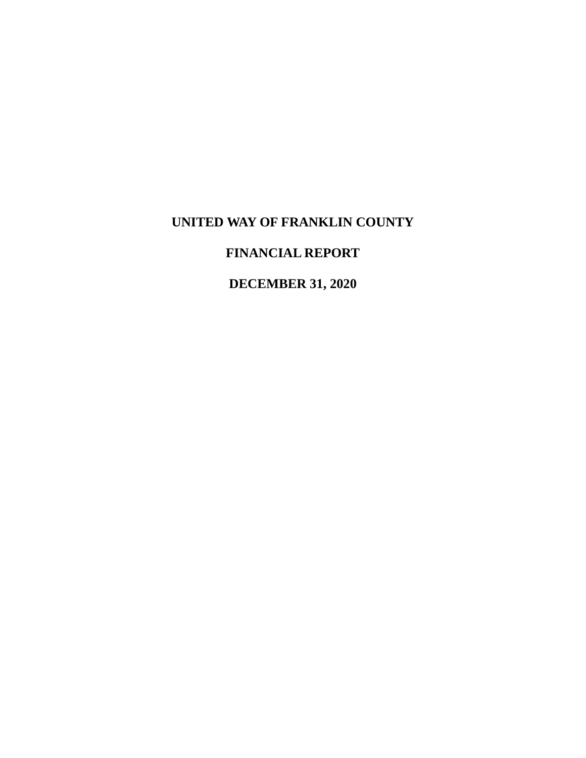# UNITED WAY OF FRANKLIN COUNTY

## FINANCIAL REPORT

## DECEMBER 31, 2020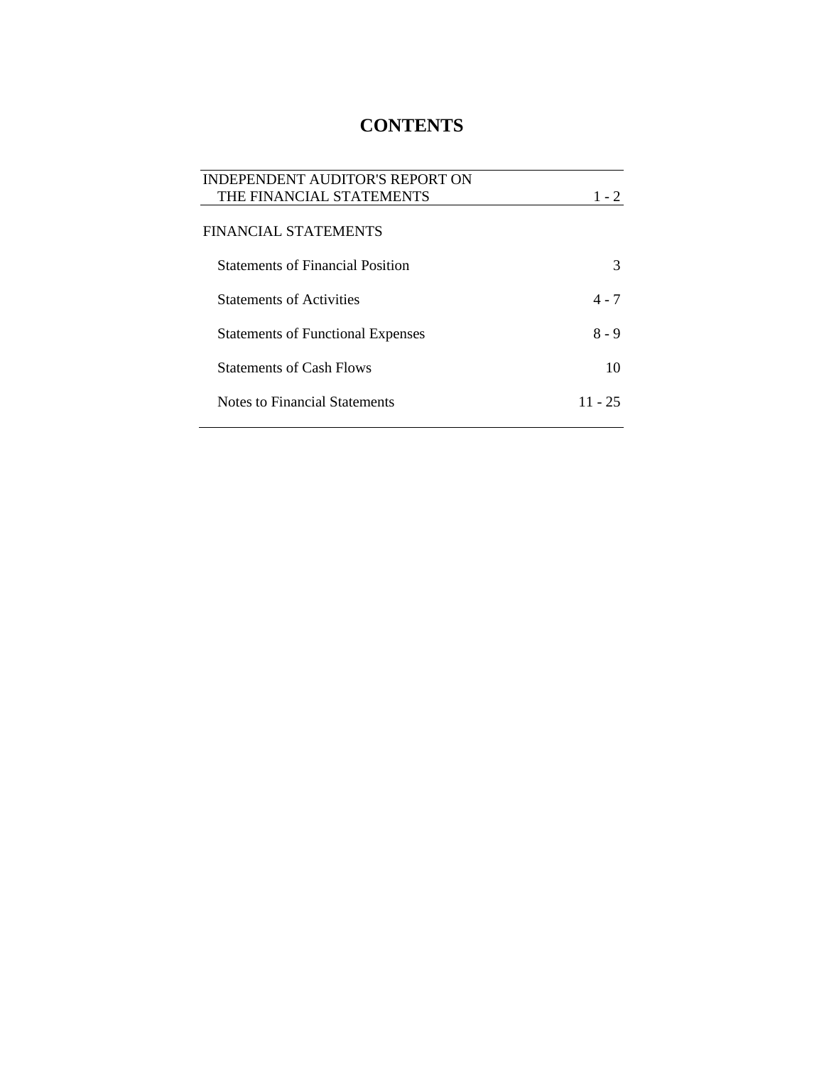# CONTENTS

| | |
|---|---|
| INDEPENDENT AUDITOR'S REPORT ON THE FINANCIAL STATEMENTS | 1 - 2 |
| FINANCIAL STATEMENTS | |
| Statements of Financial Position | 3 |
| Statements of Activities | 4 - 7 |
| Statements of Functional Expenses | 8 - 9 |
| Statements of Cash Flows | 10 |
| Notes to Financial Statements | 11 - 25 |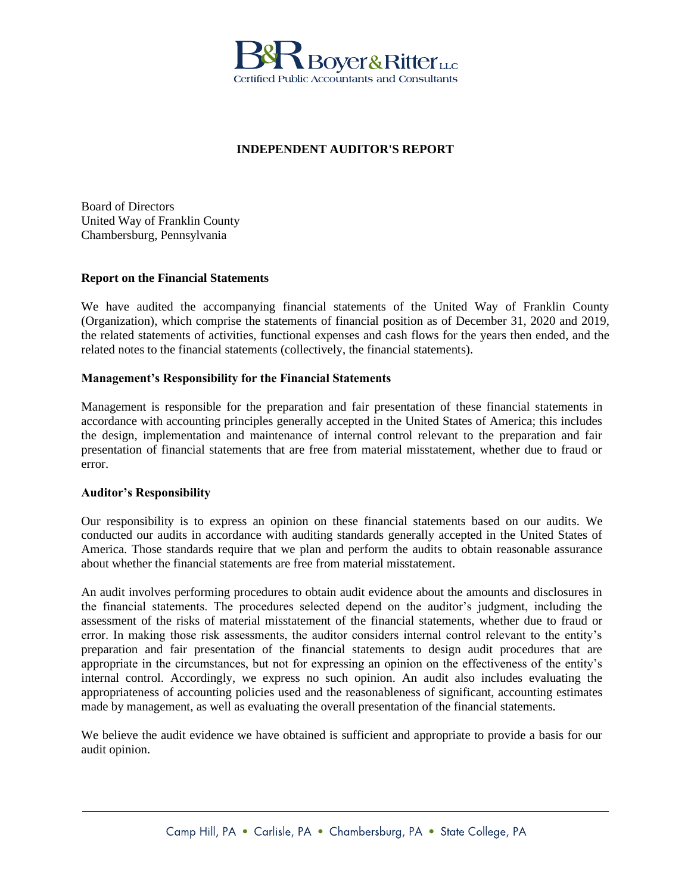# INDEPENDENT AUDITOR'S REPORT

Board of Directors
United Way of Franklin County
Chambersburg, Pennsylvania

## Report on the Financial Statements

We have audited the accompanying financial statements of the United Way of Franklin County (Organization), which comprise the statements of financial position as of December 31, 2020 and 2019, the related statements of activities, functional expenses and cash flows for the years then ended, and the related notes to the financial statements (collectively, the financial statements).

## Management's Responsibility for the Financial Statements

Management is responsible for the preparation and fair presentation of these financial statements in accordance with accounting principles generally accepted in the United States of America; this includes the design, implementation and maintenance of internal control relevant to the preparation and fair presentation of financial statements that are free from material misstatement, whether due to fraud or error.

## Auditor's Responsibility

Our responsibility is to express an opinion on these financial statements based on our audits. We conducted our audits in accordance with auditing standards generally accepted in the United States of America. Those standards require that we plan and perform the audits to obtain reasonable assurance about whether the financial statements are free from material misstatement.

An audit involves performing procedures to obtain audit evidence about the amounts and disclosures in the financial statements. The procedures selected depend on the auditor's judgment, including the assessment of the risks of material misstatement of the financial statements, whether due to fraud or error. In making those risk assessments, the auditor considers internal control relevant to the entity's preparation and fair presentation of the financial statements to design audit procedures that are appropriate in the circumstances, but not for expressing an opinion on the effectiveness of the entity's internal control. Accordingly, we express no such opinion. An audit also includes evaluating the appropriateness of accounting policies used and the reasonableness of significant, accounting estimates made by management, as well as evaluating the overall presentation of the financial statements.

We believe the audit evidence we have obtained is sufficient and appropriate to provide a basis for our audit opinion.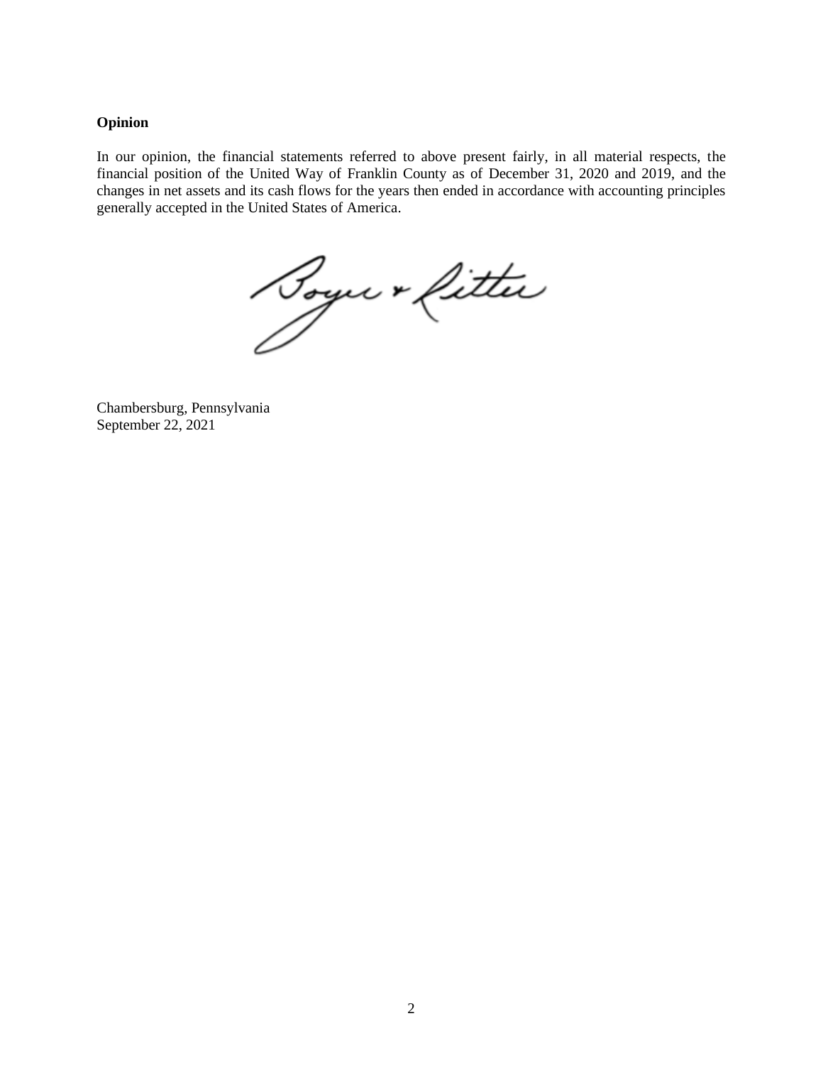**Opinion**

In our opinion, the financial statements referred to above present fairly, in all material respects, the financial position of the United Way of Franklin County as of December 31, 2020 and 2019, and the changes in net assets and its cash flows for the years then ended in accordance with accounting principles generally accepted in the United States of America.

Boyer & Ritter

Chambersburg, Pennsylvania
September 22, 2021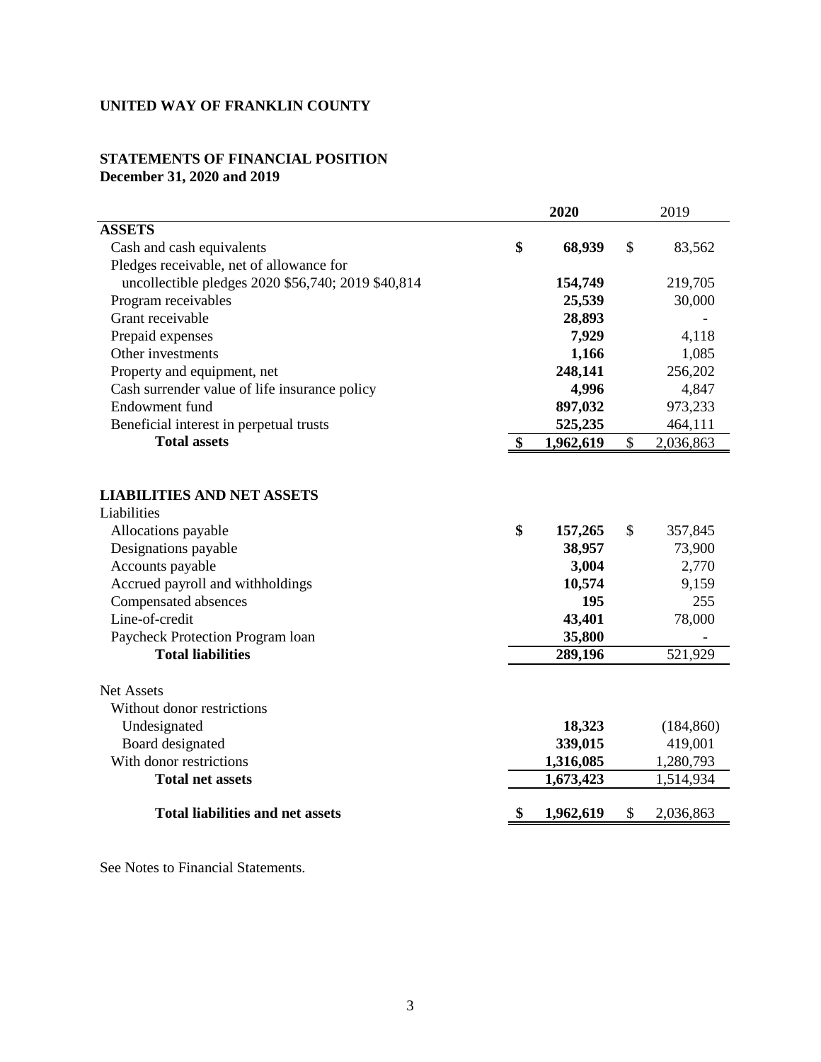**UNITED WAY OF FRANKLIN COUNTY**

**STATEMENTS OF FINANCIAL POSITION**
**December 31, 2020 and 2019**

| | **2020** | 2019 |
|---|---|---|
| **ASSETS** | | |
| Cash and cash equivalents | **$ 68,939** | $ 83,562 |
| Pledges receivable, net of allowance for uncollectible pledges 2020 $56,740; 2019 $40,814 | **154,749** | 219,705 |
| Program receivables | **25,539** | 30,000 |
| Grant receivable | **28,893** | - |
| Prepaid expenses | **7,929** | 4,118 |
| Other investments | **1,166** | 1,085 |
| Property and equipment, net | **248,141** | 256,202 |
| Cash surrender value of life insurance policy | **4,996** | 4,847 |
| Endowment fund | **897,032** | 973,233 |
| Beneficial interest in perpetual trusts | **525,235** | 464,111 |
| **Total assets** | **$ 1,962,619** | $ 2,036,863 |
| | | |
| **LIABILITIES AND NET ASSETS** | | |
| Liabilities | | |
| Allocations payable | **$ 157,265** | $ 357,845 |
| Designations payable | **38,957** | 73,900 |
| Accounts payable | **3,004** | 2,770 |
| Accrued payroll and withholdings | **10,574** | 9,159 |
| Compensated absences | **195** | 255 |
| Line-of-credit | **43,401** | 78,000 |
| Paycheck Protection Program loan | **35,800** | - |
| **Total liabilities** | **289,196** | 521,929 |
| | | |
| Net Assets | | |
| Without donor restrictions | | |
| Undesignated | **18,323** | (184,860) |
| Board designated | **339,015** | 419,001 |
| With donor restrictions | **1,316,085** | 1,280,793 |
| **Total net assets** | **1,673,423** | 1,514,934 |
| | | |
| **Total liabilities and net assets** | **$ 1,962,619** | $ 2,036,863 |

See Notes to Financial Statements.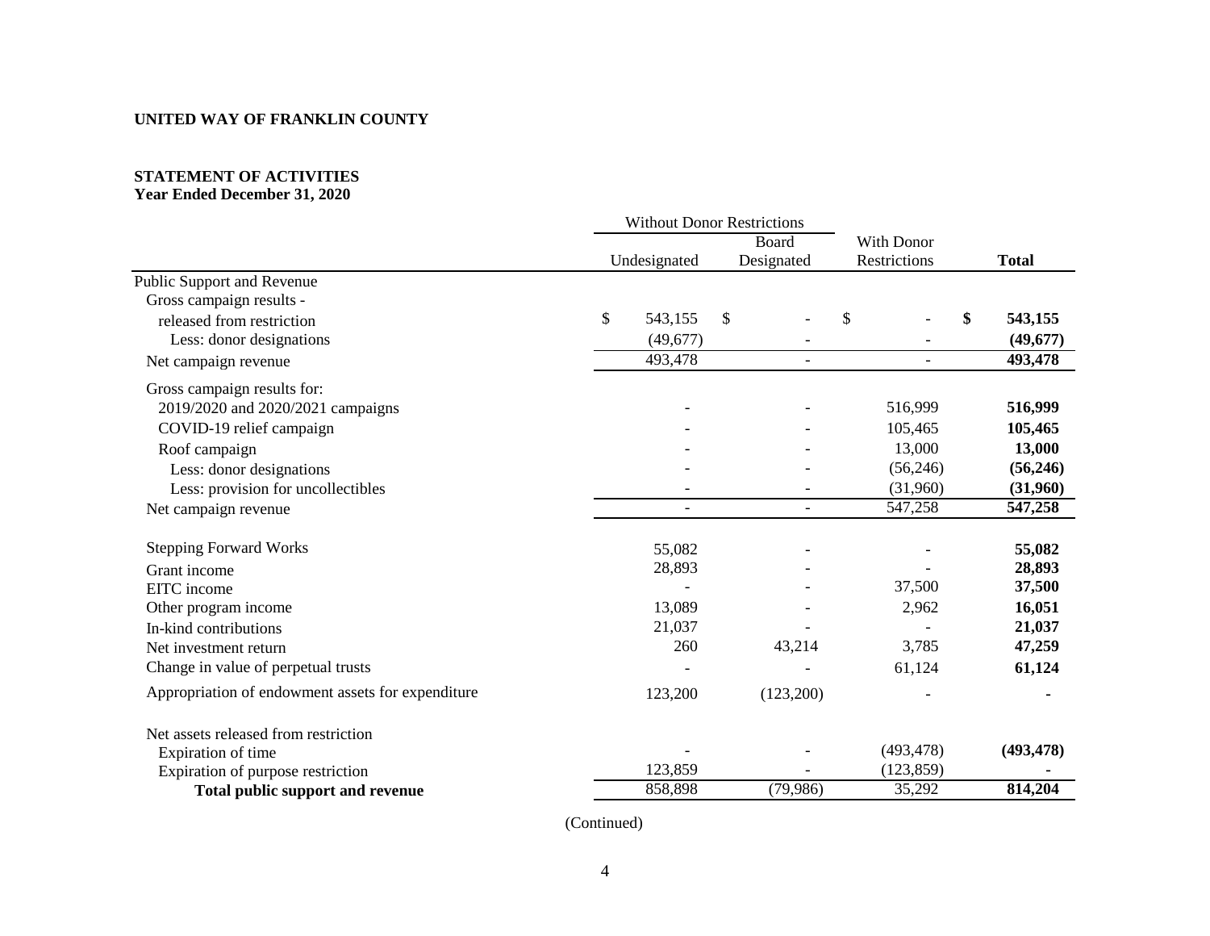**UNITED WAY OF FRANKLIN COUNTY**

**STATEMENT OF ACTIVITIES**
**Year Ended December 31, 2020**

| | Without Donor Restrictions | | | |
|---|---|---|---|---|
| | Undesignated | Board Designated | With Donor Restrictions | **Total** |
| Public Support and Revenue | | | | |
| Gross campaign results - released from restriction | $ 543,155 | $ - | $ - | **$ 543,155** |
| Less: donor designations | (49,677) | - | - | **(49,677)** |
| Net campaign revenue | 493,478 | - | - | **493,478** |
| Gross campaign results for: | | | | |
| 2019/2020 and 2020/2021 campaigns | - | - | 516,999 | **516,999** |
| COVID-19 relief campaign | - | - | 105,465 | **105,465** |
| Roof campaign | - | - | 13,000 | **13,000** |
| Less: donor designations | - | - | (56,246) | **(56,246)** |
| Less: provision for uncollectibles | - | - | (31,960) | **(31,960)** |
| Net campaign revenue | - | - | 547,258 | **547,258** |
| Stepping Forward Works | 55,082 | - | - | **55,082** |
| Grant income | 28,893 | - | - | **28,893** |
| EITC income | - | - | 37,500 | **37,500** |
| Other program income | 13,089 | - | 2,962 | **16,051** |
| In-kind contributions | 21,037 | - | - | **21,037** |
| Net investment return | 260 | 43,214 | 3,785 | **47,259** |
| Change in value of perpetual trusts | - | - | 61,124 | **61,124** |
| Appropriation of endowment assets for expenditure | 123,200 | (123,200) | - | **-** |
| Net assets released from restriction | | | | |
| Expiration of time | - | - | (493,478) | **(493,478)** |
| Expiration of purpose restriction | 123,859 | - | (123,859) | **-** |
| **Total public support and revenue** | 858,898 | (79,986) | 35,292 | **814,204** |

(Continued)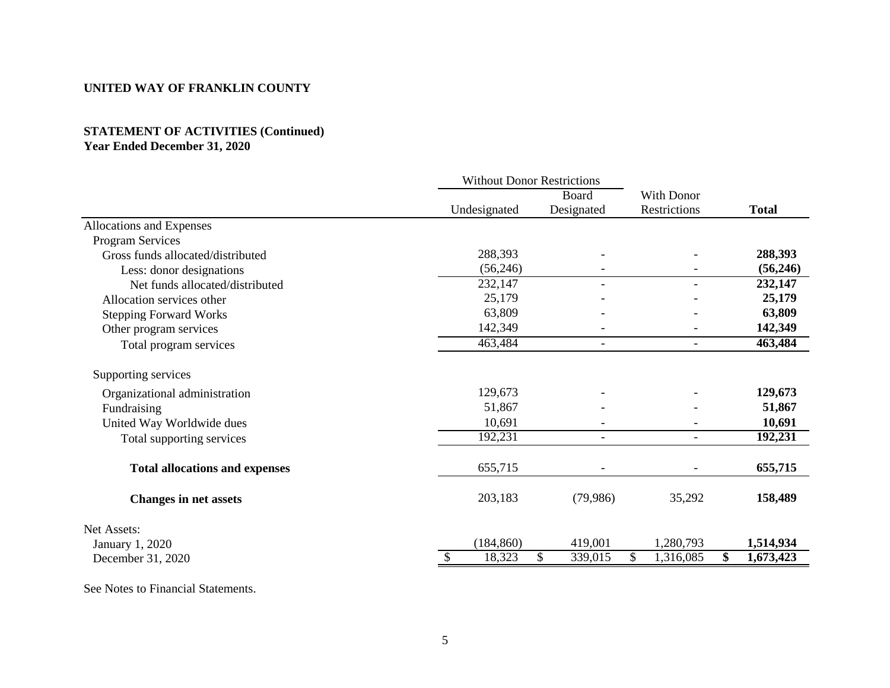**UNITED WAY OF FRANKLIN COUNTY**

**STATEMENT OF ACTIVITIES (Continued)**
**Year Ended December 31, 2020**

| | Without Donor Restrictions | | | |
|---|---|---|---|---|
| | Undesignated | Board Designated | With Donor Restrictions | **Total** |
| Allocations and Expenses | | | | |
| Program Services | | | | |
| Gross funds allocated/distributed | 288,393 | - | - | **288,393** |
| Less: donor designations | (56,246) | - | - | **(56,246)** |
| Net funds allocated/distributed | 232,147 | - | - | **232,147** |
| Allocation services other | 25,179 | - | - | **25,179** |
| Stepping Forward Works | 63,809 | - | - | **63,809** |
| Other program services | 142,349 | - | - | **142,349** |
| Total program services | 463,484 | - | - | **463,484** |
| Supporting services | | | | |
| Organizational administration | 129,673 | - | - | **129,673** |
| Fundraising | 51,867 | - | - | **51,867** |
| United Way Worldwide dues | 10,691 | - | - | **10,691** |
| Total supporting services | 192,231 | - | - | **192,231** |
| **Total allocations and expenses** | 655,715 | - | - | **655,715** |
| **Changes in net assets** | 203,183 | (79,986) | 35,292 | **158,489** |
| Net Assets: | | | | |
| January 1, 2020 | (184,860) | 419,001 | 1,280,793 | **1,514,934** |
| December 31, 2020 | $ 18,323 | $ 339,015 | $ 1,316,085 | **$ 1,673,423** |

See Notes to Financial Statements.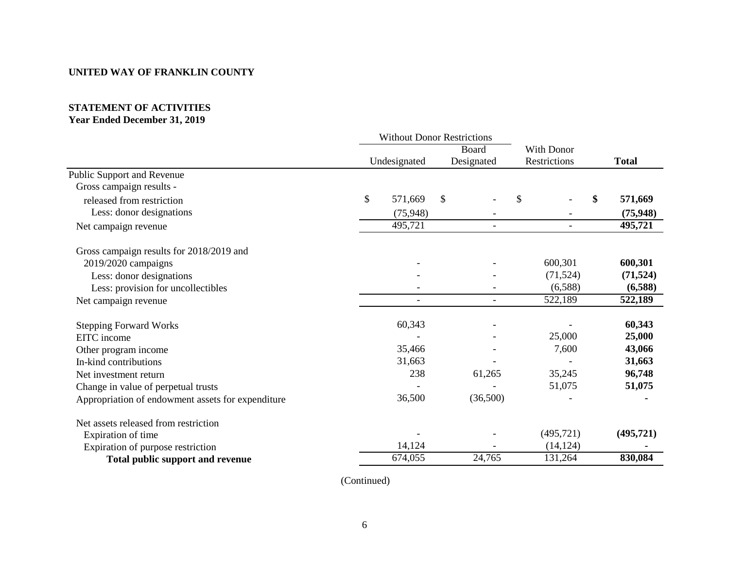**UNITED WAY OF FRANKLIN COUNTY**

**STATEMENT OF ACTIVITIES**
**Year Ended December 31, 2019**

| | Without Donor Restrictions | | | |
|---|---|---|---|---|
| | Undesignated | Board Designated | With Donor Restrictions | **Total** |
| Public Support and Revenue | | | | |
| Gross campaign results - | | | | |
| released from restriction | $ 571,669 | $ - | $ - | **$ 571,669** |
| Less: donor designations | (75,948) | - | - | **(75,948)** |
| Net campaign revenue | 495,721 | - | - | **495,721** |
| Gross campaign results for 2018/2019 and 2019/2020 campaigns | - | - | 600,301 | **600,301** |
| Less: donor designations | - | - | (71,524) | **(71,524)** |
| Less: provision for uncollectibles | - | - | (6,588) | **(6,588)** |
| Net campaign revenue | - | - | 522,189 | **522,189** |
| Stepping Forward Works | 60,343 | - | - | **60,343** |
| EITC income | - | - | 25,000 | **25,000** |
| Other program income | 35,466 | - | 7,600 | **43,066** |
| In-kind contributions | 31,663 | - | - | **31,663** |
| Net investment return | 238 | 61,265 | 35,245 | **96,748** |
| Change in value of perpetual trusts | - | - | 51,075 | **51,075** |
| Appropriation of endowment assets for expenditure | 36,500 | (36,500) | - | **-** |
| Net assets released from restriction | | | | |
| Expiration of time | - | - | (495,721) | **(495,721)** |
| Expiration of purpose restriction | 14,124 | - | (14,124) | **-** |
| **Total public support and revenue** | 674,055 | 24,765 | 131,264 | **830,084** |

(Continued)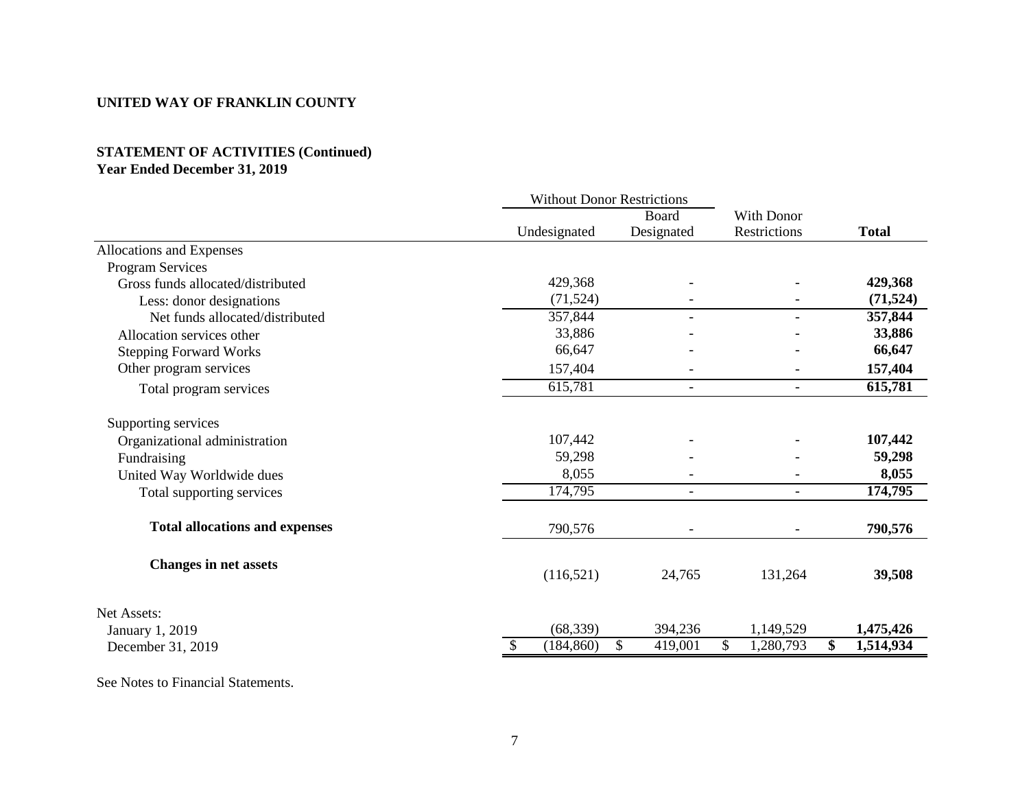**UNITED WAY OF FRANKLIN COUNTY**

**STATEMENT OF ACTIVITIES (Continued)**
**Year Ended December 31, 2019**

| | Without Donor Restrictions | | | |
|---|---|---|---|---|
| | Undesignated | Board Designated | With Donor Restrictions | **Total** |
| Allocations and Expenses | | | | |
| Program Services | | | | |
| Gross funds allocated/distributed | 429,368 | - | - | **429,368** |
| Less: donor designations | (71,524) | - | - | **(71,524)** |
| Net funds allocated/distributed | 357,844 | - | - | **357,844** |
| Allocation services other | 33,886 | - | - | **33,886** |
| Stepping Forward Works | 66,647 | - | - | **66,647** |
| Other program services | 157,404 | - | - | **157,404** |
| Total program services | 615,781 | - | - | **615,781** |
| Supporting services | | | | |
| Organizational administration | 107,442 | - | - | **107,442** |
| Fundraising | 59,298 | - | - | **59,298** |
| United Way Worldwide dues | 8,055 | - | - | **8,055** |
| Total supporting services | 174,795 | - | - | **174,795** |
| **Total allocations and expenses** | 790,576 | - | - | **790,576** |
| **Changes in net assets** | (116,521) | 24,765 | 131,264 | **39,508** |
| Net Assets: | | | | |
| January 1, 2019 | (68,339) | 394,236 | 1,149,529 | **1,475,426** |
| December 31, 2019 | $ (184,860) | $ 419,001 | $ 1,280,793 | **$ 1,514,934** |

See Notes to Financial Statements.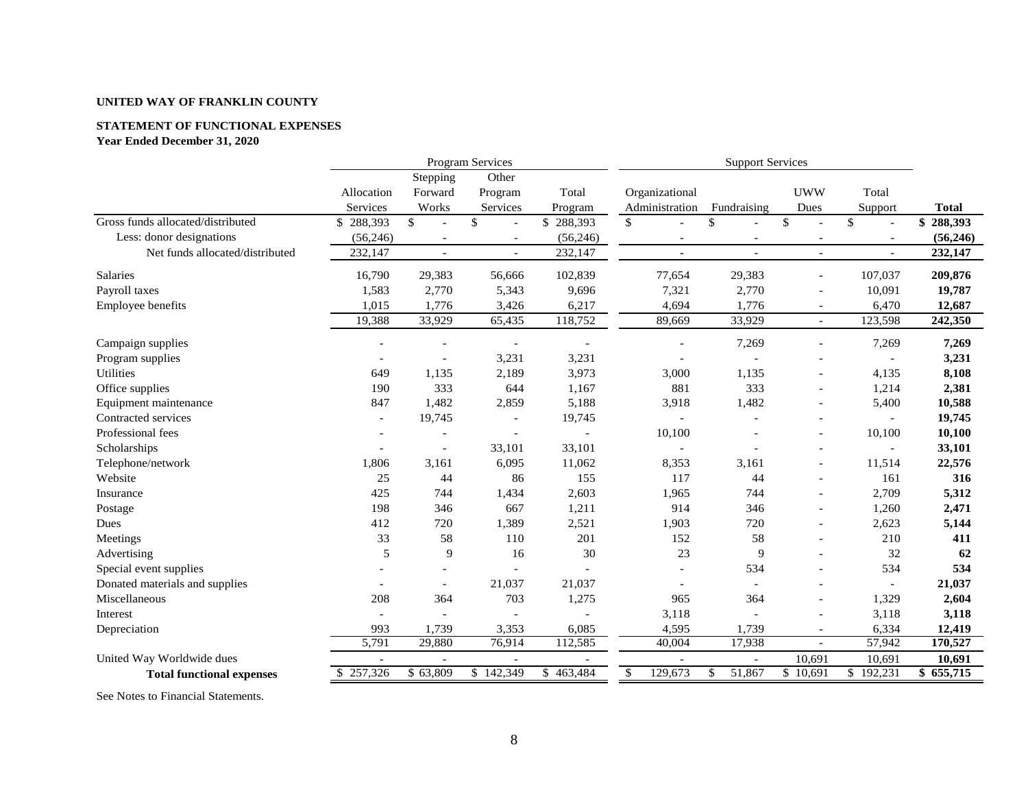**UNITED WAY OF FRANKLIN COUNTY**

**STATEMENT OF FUNCTIONAL EXPENSES**
**Year Ended December 31, 2020**

| | Program Services | | | | Support Services | | | | |
|---|---|---|---|---|---|---|---|---|---|
| | Allocation Services | Stepping Forward Works | Other Program Services | Total Program | Organizational Administration | Fundraising | UWW Dues | Total Support | **Total** |
| Gross funds allocated/distributed | $ 288,393 | $ - | $ - | $ 288,393 | $ - | $ - | $ - | $ - | **$ 288,393** |
| Less: donor designations | (56,246) | - | - | (56,246) | - | - | - | - | **(56,246)** |
| Net funds allocated/distributed | 232,147 | - | - | 232,147 | - | - | - | - | **232,147** |
| Salaries | 16,790 | 29,383 | 56,666 | 102,839 | 77,654 | 29,383 | - | 107,037 | **209,876** |
| Payroll taxes | 1,583 | 2,770 | 5,343 | 9,696 | 7,321 | 2,770 | - | 10,091 | **19,787** |
| Employee benefits | 1,015 | 1,776 | 3,426 | 6,217 | 4,694 | 1,776 | - | 6,470 | **12,687** |
| | 19,388 | 33,929 | 65,435 | 118,752 | 89,669 | 33,929 | - | 123,598 | **242,350** |
| Campaign supplies | - | - | - | - | - | 7,269 | - | 7,269 | **7,269** |
| Program supplies | - | - | 3,231 | 3,231 | - | - | - | - | **3,231** |
| Utilities | 649 | 1,135 | 2,189 | 3,973 | 3,000 | 1,135 | - | 4,135 | **8,108** |
| Office supplies | 190 | 333 | 644 | 1,167 | 881 | 333 | - | 1,214 | **2,381** |
| Equipment maintenance | 847 | 1,482 | 2,859 | 5,188 | 3,918 | 1,482 | - | 5,400 | **10,588** |
| Contracted services | - | 19,745 | - | 19,745 | - | - | - | - | **19,745** |
| Professional fees | - | - | - | - | 10,100 | - | - | 10,100 | **10,100** |
| Scholarships | - | - | 33,101 | 33,101 | - | - | - | - | **33,101** |
| Telephone/network | 1,806 | 3,161 | 6,095 | 11,062 | 8,353 | 3,161 | - | 11,514 | **22,576** |
| Website | 25 | 44 | 86 | 155 | 117 | 44 | - | 161 | **316** |
| Insurance | 425 | 744 | 1,434 | 2,603 | 1,965 | 744 | - | 2,709 | **5,312** |
| Postage | 198 | 346 | 667 | 1,211 | 914 | 346 | - | 1,260 | **2,471** |
| Dues | 412 | 720 | 1,389 | 2,521 | 1,903 | 720 | - | 2,623 | **5,144** |
| Meetings | 33 | 58 | 110 | 201 | 152 | 58 | - | 210 | **411** |
| Advertising | 5 | 9 | 16 | 30 | 23 | 9 | - | 32 | **62** |
| Special event supplies | - | - | - | - | - | 534 | - | 534 | **534** |
| Donated materials and supplies | - | - | 21,037 | 21,037 | - | - | - | - | **21,037** |
| Miscellaneous | 208 | 364 | 703 | 1,275 | 965 | 364 | - | 1,329 | **2,604** |
| Interest | - | - | - | - | 3,118 | - | - | 3,118 | **3,118** |
| Depreciation | 993 | 1,739 | 3,353 | 6,085 | 4,595 | 1,739 | - | 6,334 | **12,419** |
| | 5,791 | 29,880 | 76,914 | 112,585 | 40,004 | 17,938 | - | 57,942 | **170,527** |
| United Way Worldwide dues | - | - | - | - | - | - | 10,691 | 10,691 | **10,691** |
| **Total functional expenses** | $ 257,326 | $ 63,809 | $ 142,349 | $ 463,484 | $ 129,673 | $ 51,867 | $ 10,691 | $ 192,231 | **$ 655,715** |

See Notes to Financial Statements.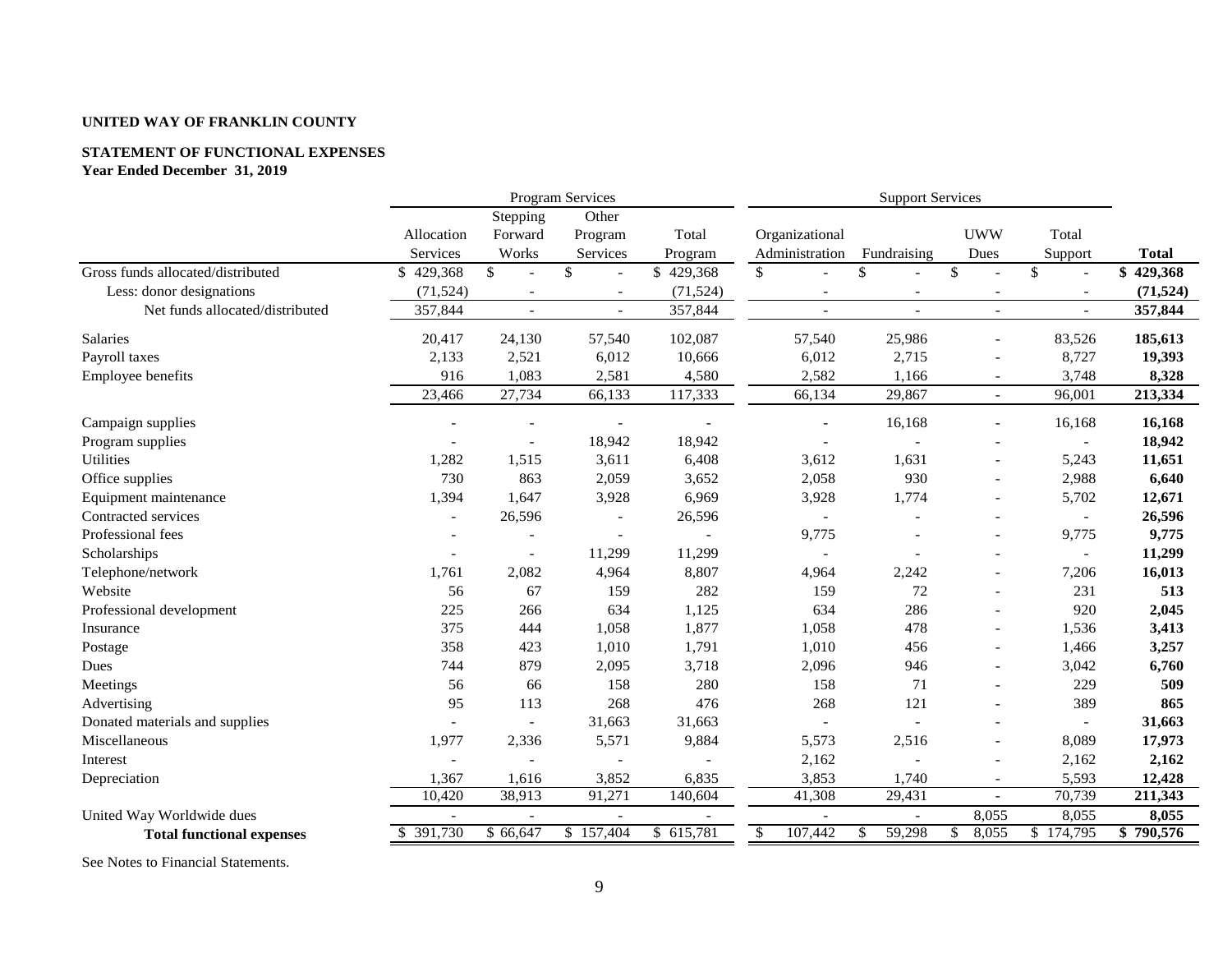**UNITED WAY OF FRANKLIN COUNTY**

**STATEMENT OF FUNCTIONAL EXPENSES**
**Year Ended December 31, 2019**

| | Program Services | | | | Support Services | | | | |
|---|---|---|---|---|---|---|---|---|---|
| | Allocation Services | Stepping Forward Works | Other Program Services | Total Program | Organizational Administration | Fundraising | UWW Dues | Total Support | **Total** |
| Gross funds allocated/distributed | $ 429,368 | $ - | $ - | $ 429,368 | $ - | $ - | $ - | $ - | **$ 429,368** |
| Less: donor designations | (71,524) | - | - | (71,524) | - | - | - | - | **(71,524)** |
| Net funds allocated/distributed | 357,844 | - | - | 357,844 | - | - | - | - | **357,844** |
| Salaries | 20,417 | 24,130 | 57,540 | 102,087 | 57,540 | 25,986 | - | 83,526 | **185,613** |
| Payroll taxes | 2,133 | 2,521 | 6,012 | 10,666 | 6,012 | 2,715 | - | 8,727 | **19,393** |
| Employee benefits | 916 | 1,083 | 2,581 | 4,580 | 2,582 | 1,166 | - | 3,748 | **8,328** |
| | 23,466 | 27,734 | 66,133 | 117,333 | 66,134 | 29,867 | - | 96,001 | **213,334** |
| Campaign supplies | - | - | - | - | - | 16,168 | - | 16,168 | **16,168** |
| Program supplies | - | - | 18,942 | 18,942 | - | - | - | - | **18,942** |
| Utilities | 1,282 | 1,515 | 3,611 | 6,408 | 3,612 | 1,631 | - | 5,243 | **11,651** |
| Office supplies | 730 | 863 | 2,059 | 3,652 | 2,058 | 930 | - | 2,988 | **6,640** |
| Equipment maintenance | 1,394 | 1,647 | 3,928 | 6,969 | 3,928 | 1,774 | - | 5,702 | **12,671** |
| Contracted services | - | 26,596 | - | 26,596 | - | - | - | - | **26,596** |
| Professional fees | - | - | - | - | 9,775 | - | - | 9,775 | **9,775** |
| Scholarships | - | - | 11,299 | 11,299 | - | - | - | - | **11,299** |
| Telephone/network | 1,761 | 2,082 | 4,964 | 8,807 | 4,964 | 2,242 | - | 7,206 | **16,013** |
| Website | 56 | 67 | 159 | 282 | 159 | 72 | - | 231 | **513** |
| Professional development | 225 | 266 | 634 | 1,125 | 634 | 286 | - | 920 | **2,045** |
| Insurance | 375 | 444 | 1,058 | 1,877 | 1,058 | 478 | - | 1,536 | **3,413** |
| Postage | 358 | 423 | 1,010 | 1,791 | 1,010 | 456 | - | 1,466 | **3,257** |
| Dues | 744 | 879 | 2,095 | 3,718 | 2,096 | 946 | - | 3,042 | **6,760** |
| Meetings | 56 | 66 | 158 | 280 | 158 | 71 | - | 229 | **509** |
| Advertising | 95 | 113 | 268 | 476 | 268 | 121 | - | 389 | **865** |
| Donated materials and supplies | - | - | 31,663 | 31,663 | - | - | - | - | **31,663** |
| Miscellaneous | 1,977 | 2,336 | 5,571 | 9,884 | 5,573 | 2,516 | - | 8,089 | **17,973** |
| Interest | - | - | - | - | 2,162 | - | - | 2,162 | **2,162** |
| Depreciation | 1,367 | 1,616 | 3,852 | 6,835 | 3,853 | 1,740 | - | 5,593 | **12,428** |
| | 10,420 | 38,913 | 91,271 | 140,604 | 41,308 | 29,431 | - | 70,739 | **211,343** |
| United Way Worldwide dues | - | - | - | - | - | - | 8,055 | 8,055 | **8,055** |
| **Total functional expenses** | $ 391,730 | $ 66,647 | $ 157,404 | $ 615,781 | $ 107,442 | $ 59,298 | $ 8,055 | $ 174,795 | **$ 790,576** |

See Notes to Financial Statements.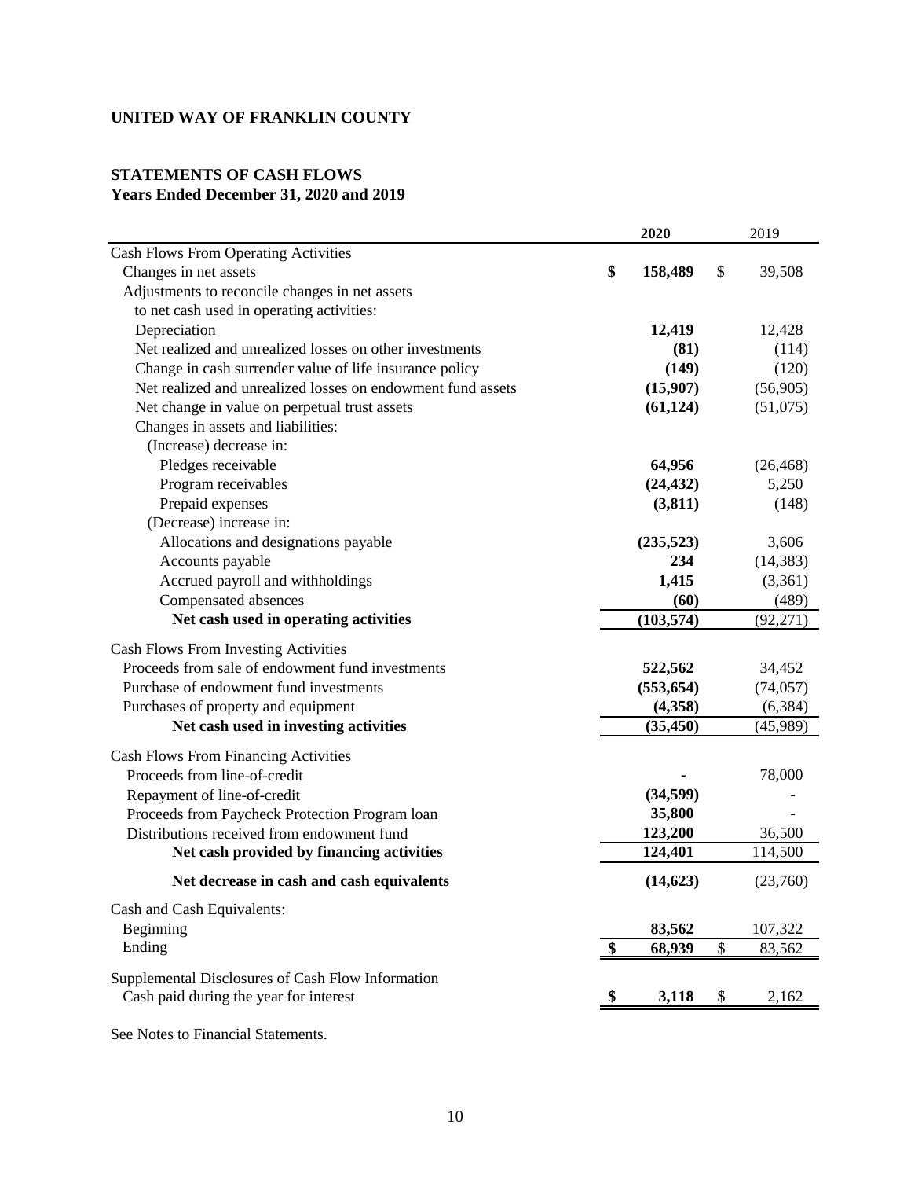**UNITED WAY OF FRANKLIN COUNTY**

**STATEMENTS OF CASH FLOWS**
**Years Ended December 31, 2020 and 2019**

| | 2020 | 2019 |
|---|---|---|
| Cash Flows From Operating Activities | | |
| Changes in net assets | **$ 158,489** | $ 39,508 |
| Adjustments to reconcile changes in net assets to net cash used in operating activities: | | |
| Depreciation | **12,419** | 12,428 |
| Net realized and unrealized losses on other investments | **(81)** | (114) |
| Change in cash surrender value of life insurance policy | **(149)** | (120) |
| Net realized and unrealized losses on endowment fund assets | **(15,907)** | (56,905) |
| Net change in value on perpetual trust assets | **(61,124)** | (51,075) |
| Changes in assets and liabilities: | | |
| (Increase) decrease in: | | |
| Pledges receivable | **64,956** | (26,468) |
| Program receivables | **(24,432)** | 5,250 |
| Prepaid expenses | **(3,811)** | (148) |
| (Decrease) increase in: | | |
| Allocations and designations payable | **(235,523)** | 3,606 |
| Accounts payable | **234** | (14,383) |
| Accrued payroll and withholdings | **1,415** | (3,361) |
| Compensated absences | **(60)** | (489) |
| **Net cash used in operating activities** | **(103,574)** | (92,271) |
| Cash Flows From Investing Activities | | |
| Proceeds from sale of endowment fund investments | **522,562** | 34,452 |
| Purchase of endowment fund investments | **(553,654)** | (74,057) |
| Purchases of property and equipment | **(4,358)** | (6,384) |
| **Net cash used in investing activities** | **(35,450)** | (45,989) |
| Cash Flows From Financing Activities | | |
| Proceeds from line-of-credit | **-** | 78,000 |
| Repayment of line-of-credit | **(34,599)** | - |
| Proceeds from Paycheck Protection Program loan | **35,800** | - |
| Distributions received from endowment fund | **123,200** | 36,500 |
| **Net cash provided by financing activities** | **124,401** | 114,500 |
| **Net decrease in cash and cash equivalents** | **(14,623)** | (23,760) |
| Cash and Cash Equivalents: | | |
| Beginning | **83,562** | 107,322 |
| Ending | **$ 68,939** | $ 83,562 |
| Supplemental Disclosures of Cash Flow Information | | |
| Cash paid during the year for interest | **$ 3,118** | $ 2,162 |

See Notes to Financial Statements.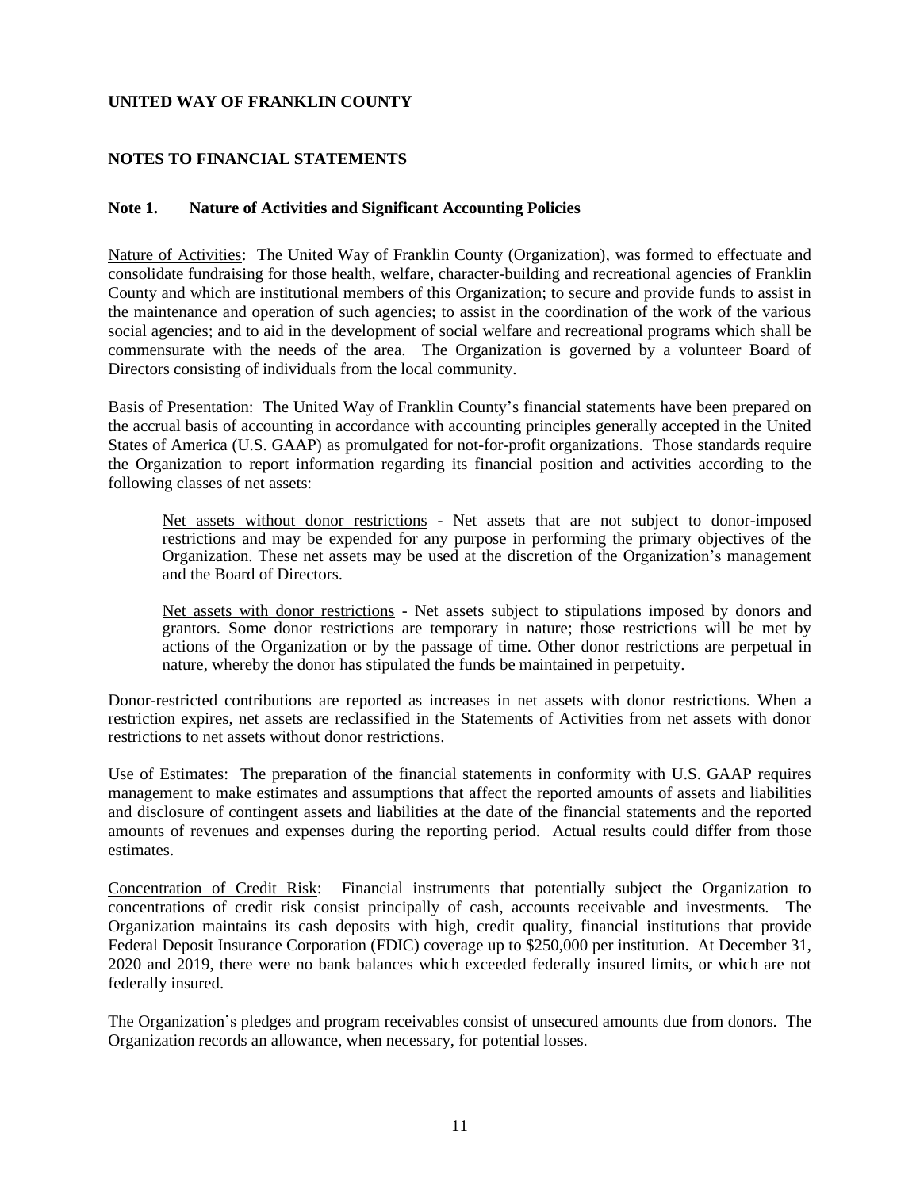**UNITED WAY OF FRANKLIN COUNTY**

**NOTES TO FINANCIAL STATEMENTS**

## Note 1. Nature of Activities and Significant Accounting Policies

Nature of Activities: The United Way of Franklin County (Organization), was formed to effectuate and consolidate fundraising for those health, welfare, character-building and recreational agencies of Franklin County and which are institutional members of this Organization; to secure and provide funds to assist in the maintenance and operation of such agencies; to assist in the coordination of the work of the various social agencies; and to aid in the development of social welfare and recreational programs which shall be commensurate with the needs of the area. The Organization is governed by a volunteer Board of Directors consisting of individuals from the local community.

Basis of Presentation: The United Way of Franklin County's financial statements have been prepared on the accrual basis of accounting in accordance with accounting principles generally accepted in the United States of America (U.S. GAAP) as promulgated for not-for-profit organizations. Those standards require the Organization to report information regarding its financial position and activities according to the following classes of net assets:

> Net assets without donor restrictions - Net assets that are not subject to donor-imposed restrictions and may be expended for any purpose in performing the primary objectives of the Organization. These net assets may be used at the discretion of the Organization's management and the Board of Directors.
>
> Net assets with donor restrictions - Net assets subject to stipulations imposed by donors and grantors. Some donor restrictions are temporary in nature; those restrictions will be met by actions of the Organization or by the passage of time. Other donor restrictions are perpetual in nature, whereby the donor has stipulated the funds be maintained in perpetuity.

Donor-restricted contributions are reported as increases in net assets with donor restrictions. When a restriction expires, net assets are reclassified in the Statements of Activities from net assets with donor restrictions to net assets without donor restrictions.

Use of Estimates: The preparation of the financial statements in conformity with U.S. GAAP requires management to make estimates and assumptions that affect the reported amounts of assets and liabilities and disclosure of contingent assets and liabilities at the date of the financial statements and the reported amounts of revenues and expenses during the reporting period. Actual results could differ from those estimates.

Concentration of Credit Risk: Financial instruments that potentially subject the Organization to concentrations of credit risk consist principally of cash, accounts receivable and investments. The Organization maintains its cash deposits with high, credit quality, financial institutions that provide Federal Deposit Insurance Corporation (FDIC) coverage up to $250,000 per institution. At December 31, 2020 and 2019, there were no bank balances which exceeded federally insured limits, or which are not federally insured.

The Organization's pledges and program receivables consist of unsecured amounts due from donors. The Organization records an allowance, when necessary, for potential losses.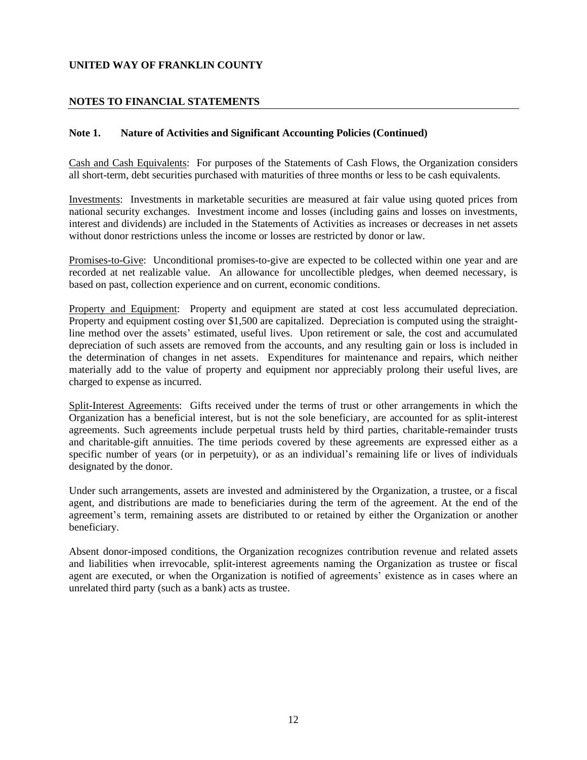**UNITED WAY OF FRANKLIN COUNTY**

**NOTES TO FINANCIAL STATEMENTS**

**Note 1. Nature of Activities and Significant Accounting Policies (Continued)**

Cash and Cash Equivalents: For purposes of the Statements of Cash Flows, the Organization considers all short-term, debt securities purchased with maturities of three months or less to be cash equivalents.

Investments: Investments in marketable securities are measured at fair value using quoted prices from national security exchanges. Investment income and losses (including gains and losses on investments, interest and dividends) are included in the Statements of Activities as increases or decreases in net assets without donor restrictions unless the income or losses are restricted by donor or law.

Promises-to-Give: Unconditional promises-to-give are expected to be collected within one year and are recorded at net realizable value. An allowance for uncollectible pledges, when deemed necessary, is based on past, collection experience and on current, economic conditions.

Property and Equipment: Property and equipment are stated at cost less accumulated depreciation. Property and equipment costing over $1,500 are capitalized. Depreciation is computed using the straight-line method over the assets' estimated, useful lives. Upon retirement or sale, the cost and accumulated depreciation of such assets are removed from the accounts, and any resulting gain or loss is included in the determination of changes in net assets. Expenditures for maintenance and repairs, which neither materially add to the value of property and equipment nor appreciably prolong their useful lives, are charged to expense as incurred.

Split-Interest Agreements: Gifts received under the terms of trust or other arrangements in which the Organization has a beneficial interest, but is not the sole beneficiary, are accounted for as split-interest agreements. Such agreements include perpetual trusts held by third parties, charitable-remainder trusts and charitable-gift annuities. The time periods covered by these agreements are expressed either as a specific number of years (or in perpetuity), or as an individual's remaining life or lives of individuals designated by the donor.

Under such arrangements, assets are invested and administered by the Organization, a trustee, or a fiscal agent, and distributions are made to beneficiaries during the term of the agreement. At the end of the agreement's term, remaining assets are distributed to or retained by either the Organization or another beneficiary.

Absent donor-imposed conditions, the Organization recognizes contribution revenue and related assets and liabilities when irrevocable, split-interest agreements naming the Organization as trustee or fiscal agent are executed, or when the Organization is notified of agreements' existence as in cases where an unrelated third party (such as a bank) acts as trustee.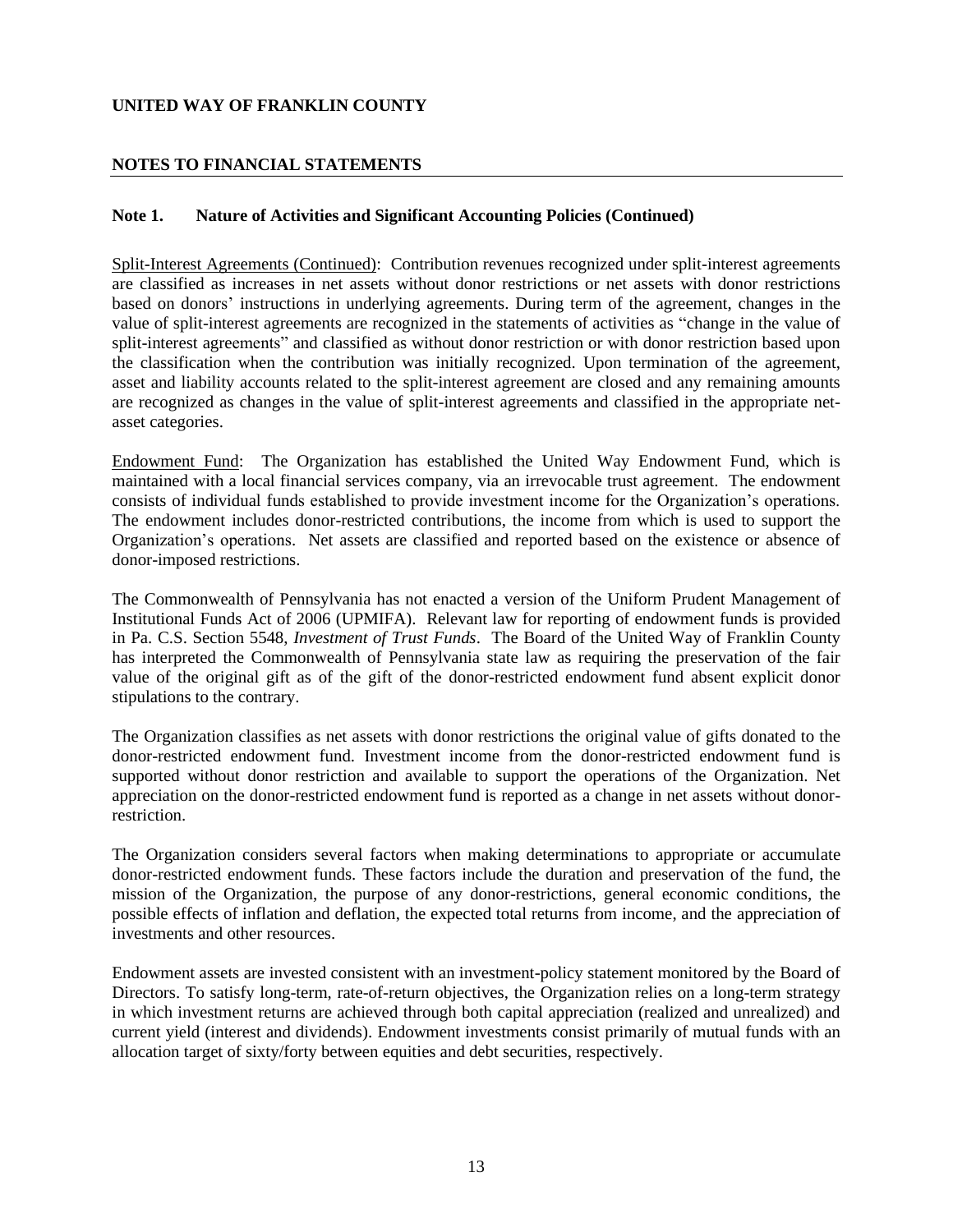**UNITED WAY OF FRANKLIN COUNTY**

**NOTES TO FINANCIAL STATEMENTS**

**Note 1. Nature of Activities and Significant Accounting Policies (Continued)**

Split-Interest Agreements (Continued): Contribution revenues recognized under split-interest agreements are classified as increases in net assets without donor restrictions or net assets with donor restrictions based on donors' instructions in underlying agreements. During term of the agreement, changes in the value of split-interest agreements are recognized in the statements of activities as "change in the value of split-interest agreements" and classified as without donor restriction or with donor restriction based upon the classification when the contribution was initially recognized. Upon termination of the agreement, asset and liability accounts related to the split-interest agreement are closed and any remaining amounts are recognized as changes in the value of split-interest agreements and classified in the appropriate net-asset categories.

Endowment Fund: The Organization has established the United Way Endowment Fund, which is maintained with a local financial services company, via an irrevocable trust agreement. The endowment consists of individual funds established to provide investment income for the Organization's operations. The endowment includes donor-restricted contributions, the income from which is used to support the Organization's operations. Net assets are classified and reported based on the existence or absence of donor-imposed restrictions.

The Commonwealth of Pennsylvania has not enacted a version of the Uniform Prudent Management of Institutional Funds Act of 2006 (UPMIFA). Relevant law for reporting of endowment funds is provided in Pa. C.S. Section 5548, *Investment of Trust Funds*. The Board of the United Way of Franklin County has interpreted the Commonwealth of Pennsylvania state law as requiring the preservation of the fair value of the original gift as of the gift of the donor-restricted endowment fund absent explicit donor stipulations to the contrary.

The Organization classifies as net assets with donor restrictions the original value of gifts donated to the donor-restricted endowment fund. Investment income from the donor-restricted endowment fund is supported without donor restriction and available to support the operations of the Organization. Net appreciation on the donor-restricted endowment fund is reported as a change in net assets without donor-restriction.

The Organization considers several factors when making determinations to appropriate or accumulate donor-restricted endowment funds. These factors include the duration and preservation of the fund, the mission of the Organization, the purpose of any donor-restrictions, general economic conditions, the possible effects of inflation and deflation, the expected total returns from income, and the appreciation of investments and other resources.

Endowment assets are invested consistent with an investment-policy statement monitored by the Board of Directors. To satisfy long-term, rate-of-return objectives, the Organization relies on a long-term strategy in which investment returns are achieved through both capital appreciation (realized and unrealized) and current yield (interest and dividends). Endowment investments consist primarily of mutual funds with an allocation target of sixty/forty between equities and debt securities, respectively.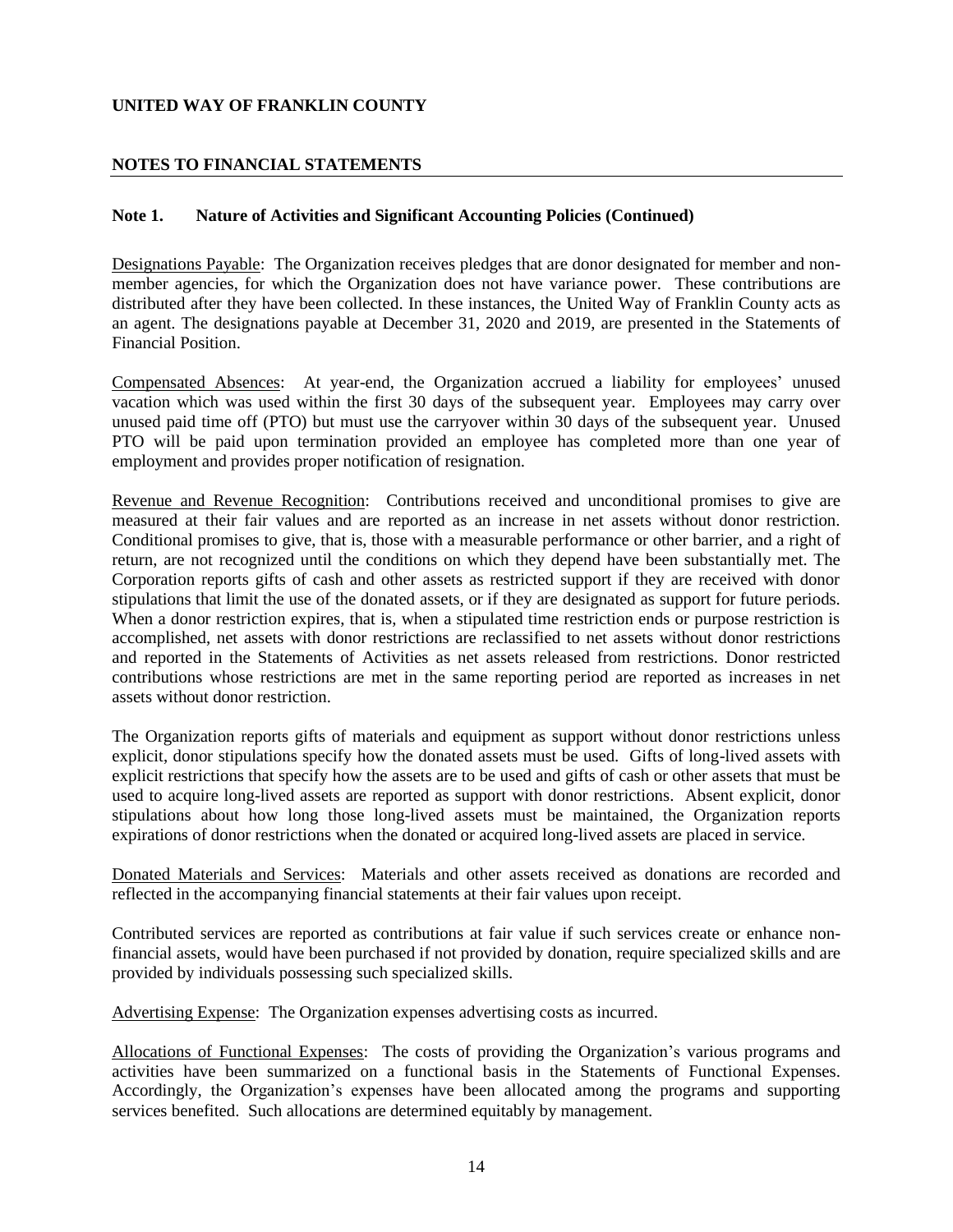**UNITED WAY OF FRANKLIN COUNTY**

**NOTES TO FINANCIAL STATEMENTS**

**Note 1. Nature of Activities and Significant Accounting Policies (Continued)**

Designations Payable: The Organization receives pledges that are donor designated for member and non-member agencies, for which the Organization does not have variance power. These contributions are distributed after they have been collected. In these instances, the United Way of Franklin County acts as an agent. The designations payable at December 31, 2020 and 2019, are presented in the Statements of Financial Position.

Compensated Absences: At year-end, the Organization accrued a liability for employees' unused vacation which was used within the first 30 days of the subsequent year. Employees may carry over unused paid time off (PTO) but must use the carryover within 30 days of the subsequent year. Unused PTO will be paid upon termination provided an employee has completed more than one year of employment and provides proper notification of resignation.

Revenue and Revenue Recognition: Contributions received and unconditional promises to give are measured at their fair values and are reported as an increase in net assets without donor restriction. Conditional promises to give, that is, those with a measurable performance or other barrier, and a right of return, are not recognized until the conditions on which they depend have been substantially met. The Corporation reports gifts of cash and other assets as restricted support if they are received with donor stipulations that limit the use of the donated assets, or if they are designated as support for future periods. When a donor restriction expires, that is, when a stipulated time restriction ends or purpose restriction is accomplished, net assets with donor restrictions are reclassified to net assets without donor restrictions and reported in the Statements of Activities as net assets released from restrictions. Donor restricted contributions whose restrictions are met in the same reporting period are reported as increases in net assets without donor restriction.

The Organization reports gifts of materials and equipment as support without donor restrictions unless explicit, donor stipulations specify how the donated assets must be used. Gifts of long-lived assets with explicit restrictions that specify how the assets are to be used and gifts of cash or other assets that must be used to acquire long-lived assets are reported as support with donor restrictions. Absent explicit, donor stipulations about how long those long-lived assets must be maintained, the Organization reports expirations of donor restrictions when the donated or acquired long-lived assets are placed in service.

Donated Materials and Services: Materials and other assets received as donations are recorded and reflected in the accompanying financial statements at their fair values upon receipt.

Contributed services are reported as contributions at fair value if such services create or enhance non-financial assets, would have been purchased if not provided by donation, require specialized skills and are provided by individuals possessing such specialized skills.

Advertising Expense: The Organization expenses advertising costs as incurred.

Allocations of Functional Expenses: The costs of providing the Organization's various programs and activities have been summarized on a functional basis in the Statements of Functional Expenses. Accordingly, the Organization's expenses have been allocated among the programs and supporting services benefited. Such allocations are determined equitably by management.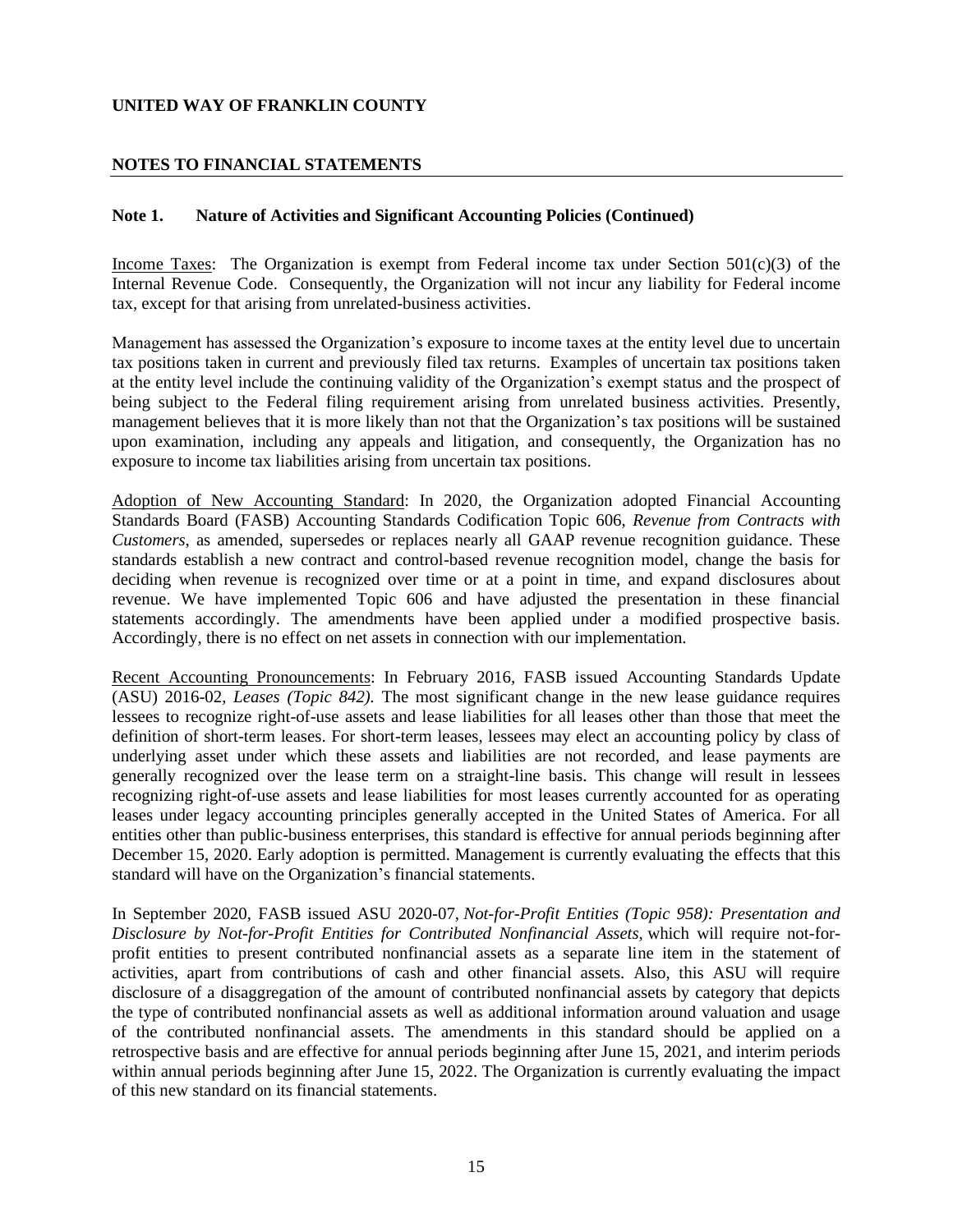**UNITED WAY OF FRANKLIN COUNTY**

**NOTES TO FINANCIAL STATEMENTS**

**Note 1. Nature of Activities and Significant Accounting Policies (Continued)**

Income Taxes: The Organization is exempt from Federal income tax under Section 501(c)(3) of the Internal Revenue Code. Consequently, the Organization will not incur any liability for Federal income tax, except for that arising from unrelated-business activities.

Management has assessed the Organization's exposure to income taxes at the entity level due to uncertain tax positions taken in current and previously filed tax returns. Examples of uncertain tax positions taken at the entity level include the continuing validity of the Organization's exempt status and the prospect of being subject to the Federal filing requirement arising from unrelated business activities. Presently, management believes that it is more likely than not that the Organization's tax positions will be sustained upon examination, including any appeals and litigation, and consequently, the Organization has no exposure to income tax liabilities arising from uncertain tax positions.

Adoption of New Accounting Standard: In 2020, the Organization adopted Financial Accounting Standards Board (FASB) Accounting Standards Codification Topic 606, *Revenue from Contracts with Customers*, as amended, supersedes or replaces nearly all GAAP revenue recognition guidance. These standards establish a new contract and control-based revenue recognition model, change the basis for deciding when revenue is recognized over time or at a point in time, and expand disclosures about revenue. We have implemented Topic 606 and have adjusted the presentation in these financial statements accordingly. The amendments have been applied under a modified prospective basis. Accordingly, there is no effect on net assets in connection with our implementation.

Recent Accounting Pronouncements: In February 2016, FASB issued Accounting Standards Update (ASU) 2016-02, *Leases (Topic 842).* The most significant change in the new lease guidance requires lessees to recognize right-of-use assets and lease liabilities for all leases other than those that meet the definition of short-term leases. For short-term leases, lessees may elect an accounting policy by class of underlying asset under which these assets and liabilities are not recorded, and lease payments are generally recognized over the lease term on a straight-line basis. This change will result in lessees recognizing right-of-use assets and lease liabilities for most leases currently accounted for as operating leases under legacy accounting principles generally accepted in the United States of America. For all entities other than public-business enterprises, this standard is effective for annual periods beginning after December 15, 2020. Early adoption is permitted. Management is currently evaluating the effects that this standard will have on the Organization's financial statements.

In September 2020, FASB issued ASU 2020-07, *Not-for-Profit Entities (Topic 958): Presentation and Disclosure by Not-for-Profit Entities for Contributed Nonfinancial Assets,* which will require not-for-profit entities to present contributed nonfinancial assets as a separate line item in the statement of activities, apart from contributions of cash and other financial assets. Also, this ASU will require disclosure of a disaggregation of the amount of contributed nonfinancial assets by category that depicts the type of contributed nonfinancial assets as well as additional information around valuation and usage of the contributed nonfinancial assets. The amendments in this standard should be applied on a retrospective basis and are effective for annual periods beginning after June 15, 2021, and interim periods within annual periods beginning after June 15, 2022. The Organization is currently evaluating the impact of this new standard on its financial statements.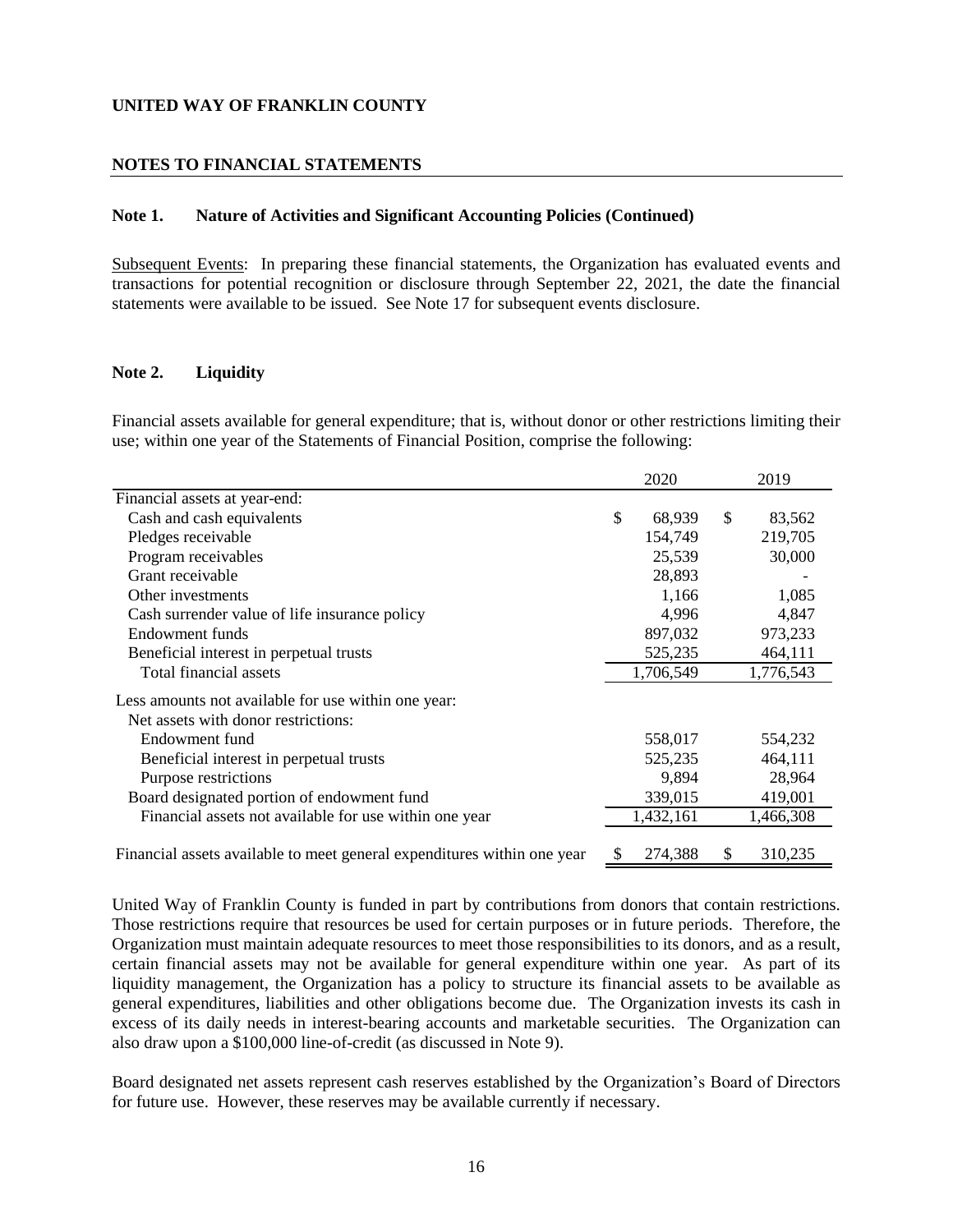**UNITED WAY OF FRANKLIN COUNTY**

**NOTES TO FINANCIAL STATEMENTS**

**Note 1. Nature of Activities and Significant Accounting Policies (Continued)**

Subsequent Events: In preparing these financial statements, the Organization has evaluated events and transactions for potential recognition or disclosure through September 22, 2021, the date the financial statements were available to be issued. See Note 17 for subsequent events disclosure.

**Note 2. Liquidity**

Financial assets available for general expenditure; that is, without donor or other restrictions limiting their use; within one year of the Statements of Financial Position, comprise the following:

| | 2020 | 2019 |
|---|---|---|
| Financial assets at year-end: | | |
| Cash and cash equivalents | $ 68,939 | $ 83,562 |
| Pledges receivable | 154,749 | 219,705 |
| Program receivables | 25,539 | 30,000 |
| Grant receivable | 28,893 | - |
| Other investments | 1,166 | 1,085 |
| Cash surrender value of life insurance policy | 4,996 | 4,847 |
| Endowment funds | 897,032 | 973,233 |
| Beneficial interest in perpetual trusts | 525,235 | 464,111 |
| Total financial assets | 1,706,549 | 1,776,543 |
| Less amounts not available for use within one year: | | |
| Net assets with donor restrictions: | | |
| Endowment fund | 558,017 | 554,232 |
| Beneficial interest in perpetual trusts | 525,235 | 464,111 |
| Purpose restrictions | 9,894 | 28,964 |
| Board designated portion of endowment fund | 339,015 | 419,001 |
| Financial assets not available for use within one year | 1,432,161 | 1,466,308 |
| Financial assets available to meet general expenditures within one year | $ 274,388 | $ 310,235 |

United Way of Franklin County is funded in part by contributions from donors that contain restrictions. Those restrictions require that resources be used for certain purposes or in future periods. Therefore, the Organization must maintain adequate resources to meet those responsibilities to its donors, and as a result, certain financial assets may not be available for general expenditure within one year. As part of its liquidity management, the Organization has a policy to structure its financial assets to be available as general expenditures, liabilities and other obligations become due. The Organization invests its cash in excess of its daily needs in interest-bearing accounts and marketable securities. The Organization can also draw upon a $100,000 line-of-credit (as discussed in Note 9).

Board designated net assets represent cash reserves established by the Organization's Board of Directors for future use. However, these reserves may be available currently if necessary.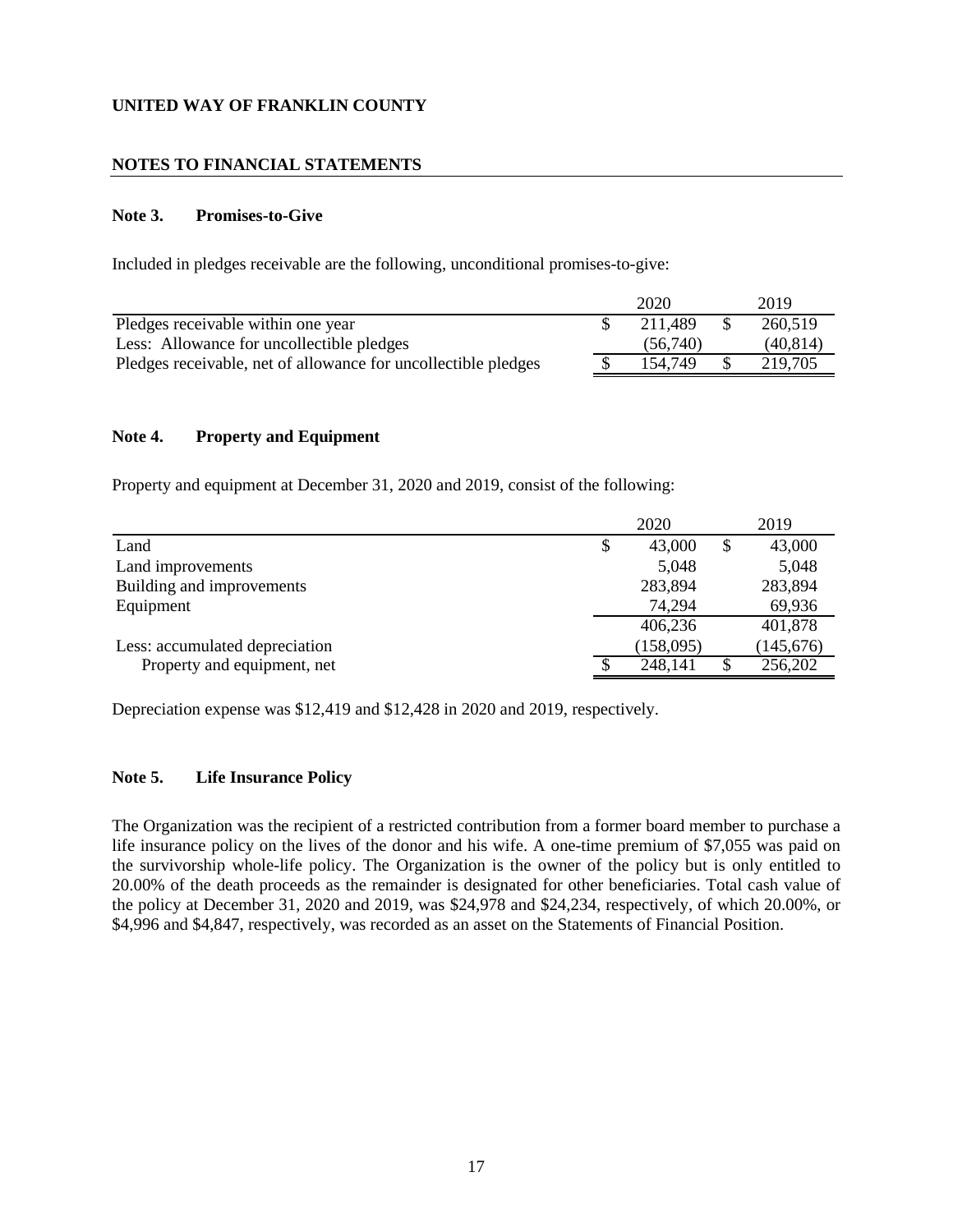**UNITED WAY OF FRANKLIN COUNTY**

**NOTES TO FINANCIAL STATEMENTS**

### Note 3. Promises-to-Give

Included in pledges receivable are the following, unconditional promises-to-give:

| | 2020 | 2019 |
|---|---|---|
| Pledges receivable within one year | $ 211,489 | $ 260,519 |
| Less: Allowance for uncollectible pledges | (56,740) | (40,814) |
| Pledges receivable, net of allowance for uncollectible pledges | $ 154,749 | $ 219,705 |

### Note 4. Property and Equipment

Property and equipment at December 31, 2020 and 2019, consist of the following:

| | 2020 | 2019 |
|---|---|---|
| Land | $ 43,000 | $ 43,000 |
| Land improvements | 5,048 | 5,048 |
| Building and improvements | 283,894 | 283,894 |
| Equipment | 74,294 | 69,936 |
| | 406,236 | 401,878 |
| Less: accumulated depreciation | (158,095) | (145,676) |
| Property and equipment, net | $ 248,141 | $ 256,202 |

Depreciation expense was $12,419 and $12,428 in 2020 and 2019, respectively.

### Note 5. Life Insurance Policy

The Organization was the recipient of a restricted contribution from a former board member to purchase a life insurance policy on the lives of the donor and his wife. A one-time premium of $7,055 was paid on the survivorship whole-life policy. The Organization is the owner of the policy but is only entitled to 20.00% of the death proceeds as the remainder is designated for other beneficiaries. Total cash value of the policy at December 31, 2020 and 2019, was $24,978 and $24,234, respectively, of which 20.00%, or $4,996 and $4,847, respectively, was recorded as an asset on the Statements of Financial Position.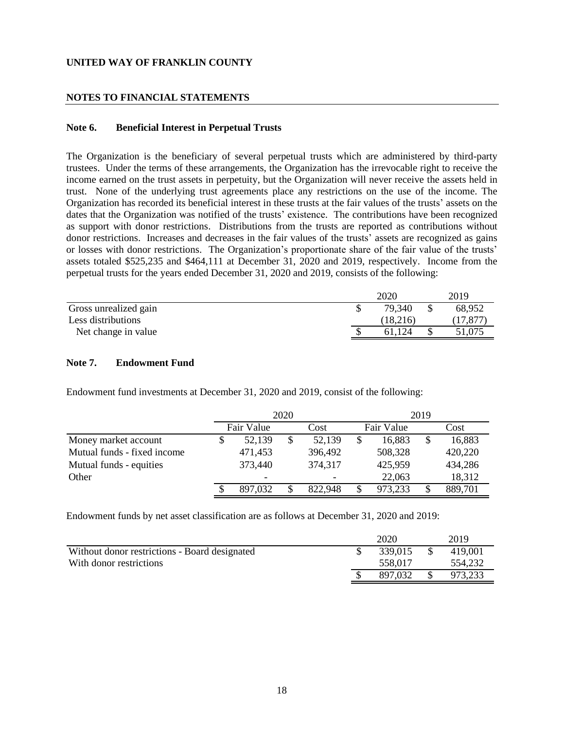**UNITED WAY OF FRANKLIN COUNTY**

**NOTES TO FINANCIAL STATEMENTS**

### Note 6. Beneficial Interest in Perpetual Trusts

The Organization is the beneficiary of several perpetual trusts which are administered by third-party trustees. Under the terms of these arrangements, the Organization has the irrevocable right to receive the income earned on the trust assets in perpetuity, but the Organization will never receive the assets held in trust. None of the underlying trust agreements place any restrictions on the use of the income. The Organization has recorded its beneficial interest in these trusts at the fair values of the trusts' assets on the dates that the Organization was notified of the trusts' existence. The contributions have been recognized as support with donor restrictions. Distributions from the trusts are reported as contributions without donor restrictions. Increases and decreases in the fair values of the trusts' assets are recognized as gains or losses with donor restrictions. The Organization's proportionate share of the fair value of the trusts' assets totaled $525,235 and $464,111 at December 31, 2020 and 2019, respectively. Income from the perpetual trusts for the years ended December 31, 2020 and 2019, consists of the following:

| | 2020 | 2019 |
|---|---|---|
| Gross unrealized gain | $ 79,340 | $ 68,952 |
| Less distributions | (18,216) | (17,877) |
| Net change in value | $ 61,124 | $ 51,075 |

### Note 7. Endowment Fund

Endowment fund investments at December 31, 2020 and 2019, consist of the following:

| | 2020 | | 2019 | |
|---|---|---|---|---|
| | Fair Value | Cost | Fair Value | Cost |
| Money market account | $ 52,139 | $ 52,139 | $ 16,883 | $ 16,883 |
| Mutual funds - fixed income | 471,453 | 396,492 | 508,328 | 420,220 |
| Mutual funds - equities | 373,440 | 374,317 | 425,959 | 434,286 |
| Other | - | - | 22,063 | 18,312 |
| | $ 897,032 | $ 822,948 | $ 973,233 | $ 889,701 |

Endowment funds by net asset classification are as follows at December 31, 2020 and 2019:

| | 2020 | 2019 |
|---|---|---|
| Without donor restrictions - Board designated | $ 339,015 | $ 419,001 |
| With donor restrictions | 558,017 | 554,232 |
| | $ 897,032 | $ 973,233 |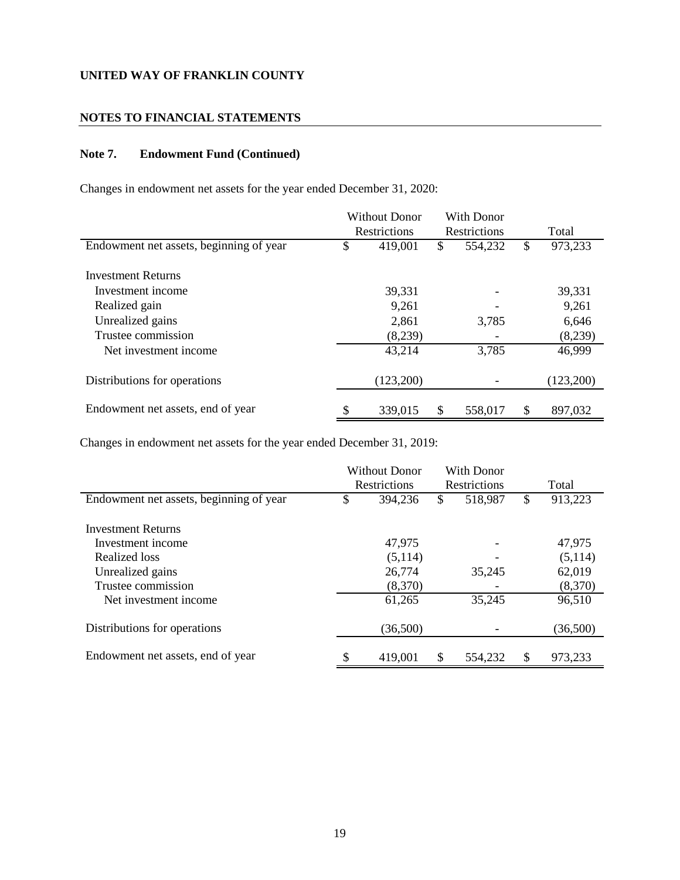**UNITED WAY OF FRANKLIN COUNTY**

**NOTES TO FINANCIAL STATEMENTS**

## Note 7. Endowment Fund (Continued)

Changes in endowment net assets for the year ended December 31, 2020:

| | Without Donor Restrictions | With Donor Restrictions | Total |
|---|---|---|---|
| Endowment net assets, beginning of year | $ 419,001 | $ 554,232 | $ 973,233 |
| Investment Returns | | | |
| Investment income | 39,331 | - | 39,331 |
| Realized gain | 9,261 | - | 9,261 |
| Unrealized gains | 2,861 | 3,785 | 6,646 |
| Trustee commission | (8,239) | - | (8,239) |
| Net investment income | 43,214 | 3,785 | 46,999 |
| Distributions for operations | (123,200) | - | (123,200) |
| Endowment net assets, end of year | $ 339,015 | $ 558,017 | $ 897,032 |

Changes in endowment net assets for the year ended December 31, 2019:

| | Without Donor Restrictions | With Donor Restrictions | Total |
|---|---|---|---|
| Endowment net assets, beginning of year | $ 394,236 | $ 518,987 | $ 913,223 |
| Investment Returns | | | |
| Investment income | 47,975 | - | 47,975 |
| Realized loss | (5,114) | - | (5,114) |
| Unrealized gains | 26,774 | 35,245 | 62,019 |
| Trustee commission | (8,370) | - | (8,370) |
| Net investment income | 61,265 | 35,245 | 96,510 |
| Distributions for operations | (36,500) | - | (36,500) |
| Endowment net assets, end of year | $ 419,001 | $ 554,232 | $ 973,233 |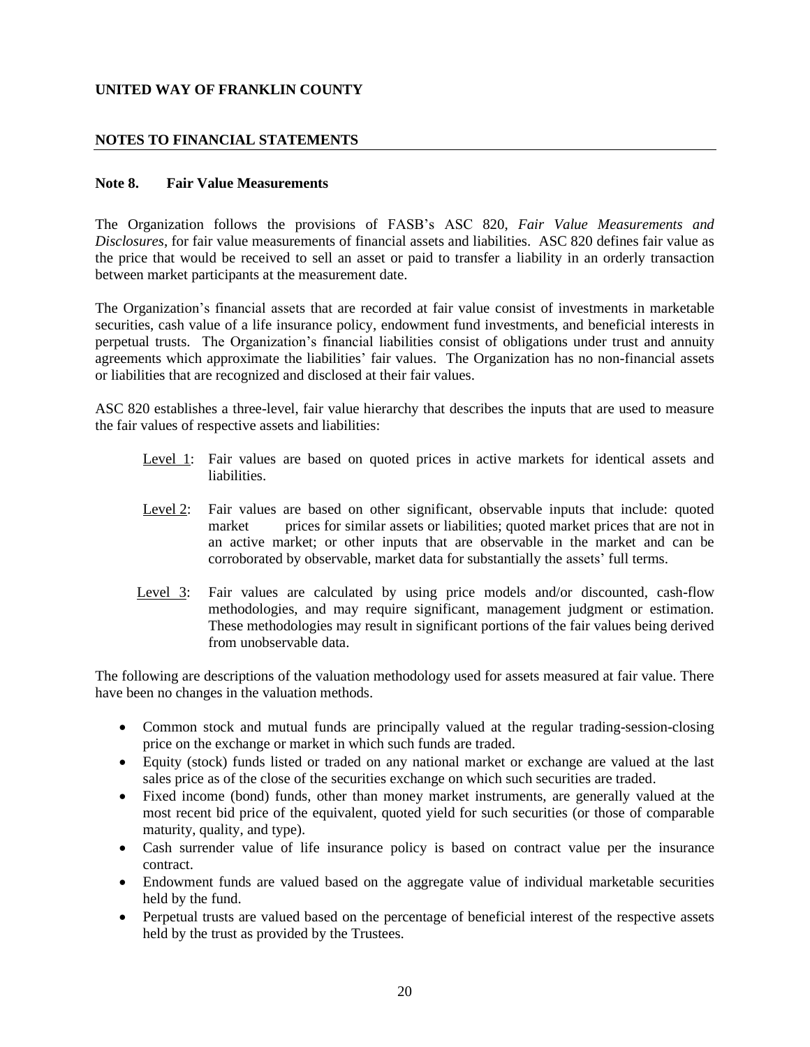**UNITED WAY OF FRANKLIN COUNTY**

**NOTES TO FINANCIAL STATEMENTS**

**Note 8. Fair Value Measurements**

The Organization follows the provisions of FASB's ASC 820, *Fair Value Measurements and Disclosures*, for fair value measurements of financial assets and liabilities. ASC 820 defines fair value as the price that would be received to sell an asset or paid to transfer a liability in an orderly transaction between market participants at the measurement date.

The Organization's financial assets that are recorded at fair value consist of investments in marketable securities, cash value of a life insurance policy, endowment fund investments, and beneficial interests in perpetual trusts. The Organization's financial liabilities consist of obligations under trust and annuity agreements which approximate the liabilities' fair values. The Organization has no non-financial assets or liabilities that are recognized and disclosed at their fair values.

ASC 820 establishes a three-level, fair value hierarchy that describes the inputs that are used to measure the fair values of respective assets and liabilities:

Level 1: Fair values are based on quoted prices in active markets for identical assets and liabilities.

Level 2: Fair values are based on other significant, observable inputs that include: quoted market prices for similar assets or liabilities; quoted market prices that are not in an active market; or other inputs that are observable in the market and can be corroborated by observable, market data for substantially the assets' full terms.

Level 3: Fair values are calculated by using price models and/or discounted, cash-flow methodologies, and may require significant, management judgment or estimation. These methodologies may result in significant portions of the fair values being derived from unobservable data.

The following are descriptions of the valuation methodology used for assets measured at fair value. There have been no changes in the valuation methods.

- Common stock and mutual funds are principally valued at the regular trading-session-closing price on the exchange or market in which such funds are traded.
- Equity (stock) funds listed or traded on any national market or exchange are valued at the last sales price as of the close of the securities exchange on which such securities are traded.
- Fixed income (bond) funds, other than money market instruments, are generally valued at the most recent bid price of the equivalent, quoted yield for such securities (or those of comparable maturity, quality, and type).
- Cash surrender value of life insurance policy is based on contract value per the insurance contract.
- Endowment funds are valued based on the aggregate value of individual marketable securities held by the fund.
- Perpetual trusts are valued based on the percentage of beneficial interest of the respective assets held by the trust as provided by the Trustees.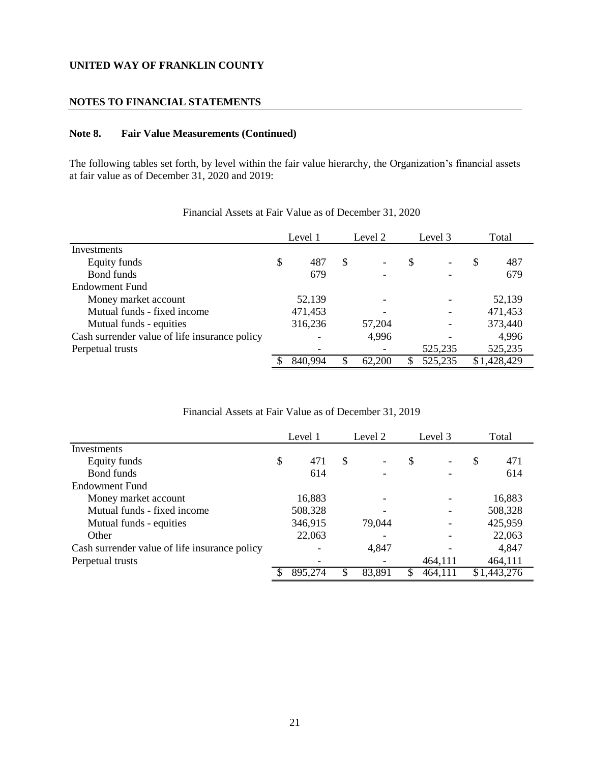**UNITED WAY OF FRANKLIN COUNTY**

**NOTES TO FINANCIAL STATEMENTS**

**Note 8. Fair Value Measurements (Continued)**

The following tables set forth, by level within the fair value hierarchy, the Organization's financial assets at fair value as of December 31, 2020 and 2019:

Financial Assets at Fair Value as of December 31, 2020

| | Level 1 | Level 2 | Level 3 | Total |
|---|---|---|---|---|
| Investments | | | | |
| Equity funds | $ 487 | $ - | $ - | $ 487 |
| Bond funds | 679 | - | - | 679 |
| Endowment Fund | | | | |
| Money market account | 52,139 | - | - | 52,139 |
| Mutual funds - fixed income | 471,453 | - | - | 471,453 |
| Mutual funds - equities | 316,236 | 57,204 | - | 373,440 |
| Cash surrender value of life insurance policy | - | 4,996 | - | 4,996 |
| Perpetual trusts | - | - | 525,235 | 525,235 |
| | $ 840,994 | $ 62,200 | $ 525,235 | $ 1,428,429 |

Financial Assets at Fair Value as of December 31, 2019

| | Level 1 | Level 2 | Level 3 | Total |
|---|---|---|---|---|
| Investments | | | | |
| Equity funds | $ 471 | $ - | $ - | $ 471 |
| Bond funds | 614 | - | - | 614 |
| Endowment Fund | | | | |
| Money market account | 16,883 | - | - | 16,883 |
| Mutual funds - fixed income | 508,328 | - | - | 508,328 |
| Mutual funds - equities | 346,915 | 79,044 | - | 425,959 |
| Other | 22,063 | - | - | 22,063 |
| Cash surrender value of life insurance policy | - | 4,847 | - | 4,847 |
| Perpetual trusts | - | - | 464,111 | 464,111 |
| | $ 895,274 | $ 83,891 | $ 464,111 | $ 1,443,276 |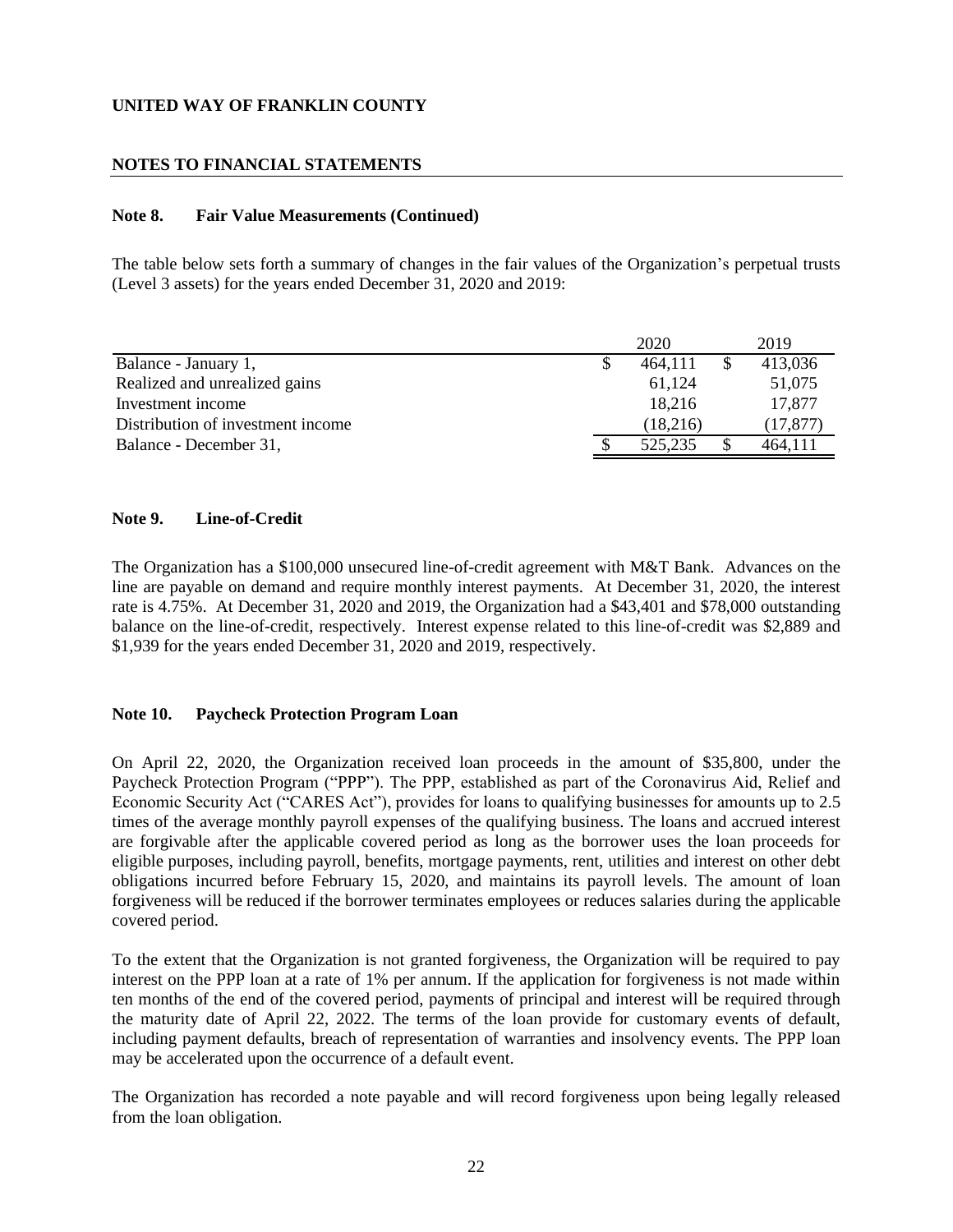**UNITED WAY OF FRANKLIN COUNTY**

**NOTES TO FINANCIAL STATEMENTS**

**Note 8. Fair Value Measurements (Continued)**

The table below sets forth a summary of changes in the fair values of the Organization's perpetual trusts (Level 3 assets) for the years ended December 31, 2020 and 2019:

| | 2020 | 2019 |
|---|---|---|
| Balance - January 1, | $ 464,111 | $ 413,036 |
| Realized and unrealized gains | 61,124 | 51,075 |
| Investment income | 18,216 | 17,877 |
| Distribution of investment income | (18,216) | (17,877) |
| Balance - December 31, | $ 525,235 | $ 464,111 |

**Note 9. Line-of-Credit**

The Organization has a $100,000 unsecured line-of-credit agreement with M&T Bank. Advances on the line are payable on demand and require monthly interest payments. At December 31, 2020, the interest rate is 4.75%. At December 31, 2020 and 2019, the Organization had a $43,401 and $78,000 outstanding balance on the line-of-credit, respectively. Interest expense related to this line-of-credit was $2,889 and $1,939 for the years ended December 31, 2020 and 2019, respectively.

**Note 10. Paycheck Protection Program Loan**

On April 22, 2020, the Organization received loan proceeds in the amount of $35,800, under the Paycheck Protection Program ("PPP"). The PPP, established as part of the Coronavirus Aid, Relief and Economic Security Act ("CARES Act"), provides for loans to qualifying businesses for amounts up to 2.5 times of the average monthly payroll expenses of the qualifying business. The loans and accrued interest are forgivable after the applicable covered period as long as the borrower uses the loan proceeds for eligible purposes, including payroll, benefits, mortgage payments, rent, utilities and interest on other debt obligations incurred before February 15, 2020, and maintains its payroll levels. The amount of loan forgiveness will be reduced if the borrower terminates employees or reduces salaries during the applicable covered period.

To the extent that the Organization is not granted forgiveness, the Organization will be required to pay interest on the PPP loan at a rate of 1% per annum. If the application for forgiveness is not made within ten months of the end of the covered period, payments of principal and interest will be required through the maturity date of April 22, 2022. The terms of the loan provide for customary events of default, including payment defaults, breach of representation of warranties and insolvency events. The PPP loan may be accelerated upon the occurrence of a default event.

The Organization has recorded a note payable and will record forgiveness upon being legally released from the loan obligation.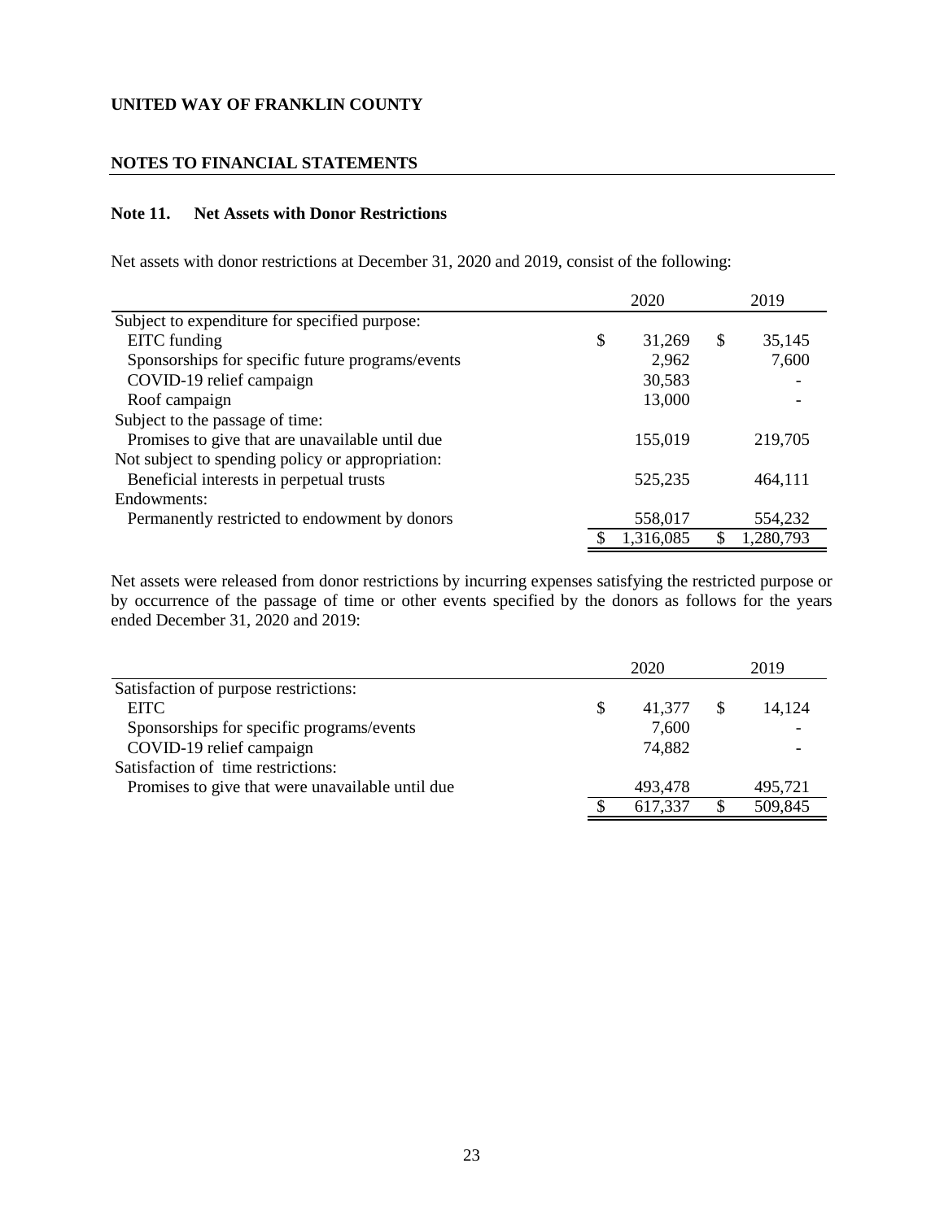**UNITED WAY OF FRANKLIN COUNTY**

**NOTES TO FINANCIAL STATEMENTS**

### Note 11. Net Assets with Donor Restrictions

Net assets with donor restrictions at December 31, 2020 and 2019, consist of the following:

| | 2020 | 2019 |
|---|---|---|
| Subject to expenditure for specified purpose: | | |
| EITC funding | $ 31,269 | $ 35,145 |
| Sponsorships for specific future programs/events | 2,962 | 7,600 |
| COVID-19 relief campaign | 30,583 | - |
| Roof campaign | 13,000 | - |
| Subject to the passage of time: | | |
| Promises to give that are unavailable until due | 155,019 | 219,705 |
| Not subject to spending policy or appropriation: | | |
| Beneficial interests in perpetual trusts | 525,235 | 464,111 |
| Endowments: | | |
| Permanently restricted to endowment by donors | 558,017 | 554,232 |
| | $ 1,316,085 | $ 1,280,793 |

Net assets were released from donor restrictions by incurring expenses satisfying the restricted purpose or by occurrence of the passage of time or other events specified by the donors as follows for the years ended December 31, 2020 and 2019:

| | 2020 | 2019 |
|---|---|---|
| Satisfaction of purpose restrictions: | | |
| EITC | $ 41,377 | $ 14,124 |
| Sponsorships for specific programs/events | 7,600 | - |
| COVID-19 relief campaign | 74,882 | - |
| Satisfaction of time restrictions: | | |
| Promises to give that were unavailable until due | 493,478 | 495,721 |
| | $ 617,337 | $ 509,845 |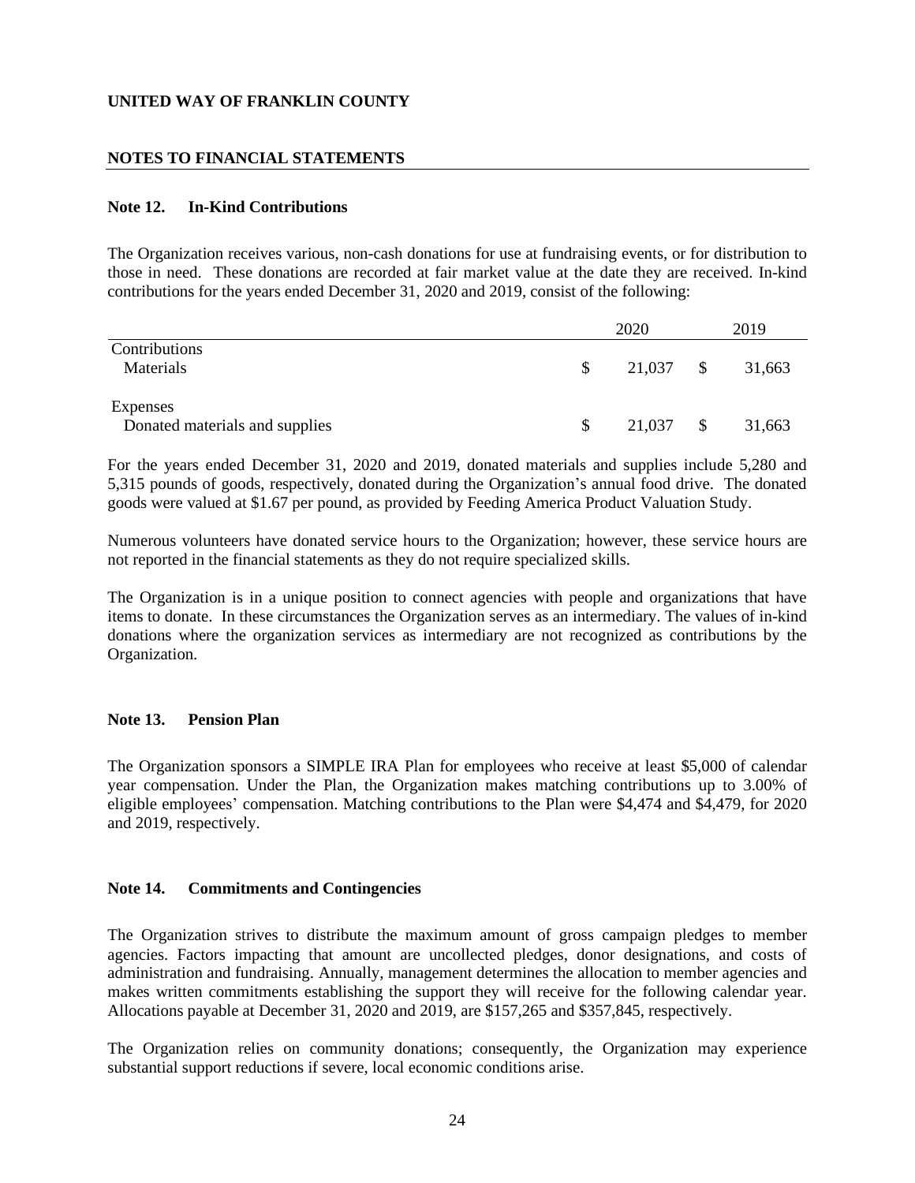**UNITED WAY OF FRANKLIN COUNTY**

**NOTES TO FINANCIAL STATEMENTS**

**Note 12. In-Kind Contributions**

The Organization receives various, non-cash donations for use at fundraising events, or for distribution to those in need. These donations are recorded at fair market value at the date they are received. In-kind contributions for the years ended December 31, 2020 and 2019, consist of the following:

| | 2020 | 2019 |
|---|---|---|
| Contributions | | |
| Materials | $ 21,037 | $ 31,663 |
| Expenses | | |
| Donated materials and supplies | $ 21,037 | $ 31,663 |

For the years ended December 31, 2020 and 2019, donated materials and supplies include 5,280 and 5,315 pounds of goods, respectively, donated during the Organization's annual food drive. The donated goods were valued at $1.67 per pound, as provided by Feeding America Product Valuation Study.

Numerous volunteers have donated service hours to the Organization; however, these service hours are not reported in the financial statements as they do not require specialized skills.

The Organization is in a unique position to connect agencies with people and organizations that have items to donate. In these circumstances the Organization serves as an intermediary. The values of in-kind donations where the organization services as intermediary are not recognized as contributions by the Organization.

**Note 13. Pension Plan**

The Organization sponsors a SIMPLE IRA Plan for employees who receive at least $5,000 of calendar year compensation. Under the Plan, the Organization makes matching contributions up to 3.00% of eligible employees' compensation. Matching contributions to the Plan were $4,474 and $4,479, for 2020 and 2019, respectively.

**Note 14. Commitments and Contingencies**

The Organization strives to distribute the maximum amount of gross campaign pledges to member agencies. Factors impacting that amount are uncollected pledges, donor designations, and costs of administration and fundraising. Annually, management determines the allocation to member agencies and makes written commitments establishing the support they will receive for the following calendar year. Allocations payable at December 31, 2020 and 2019, are $157,265 and $357,845, respectively.

The Organization relies on community donations; consequently, the Organization may experience substantial support reductions if severe, local economic conditions arise.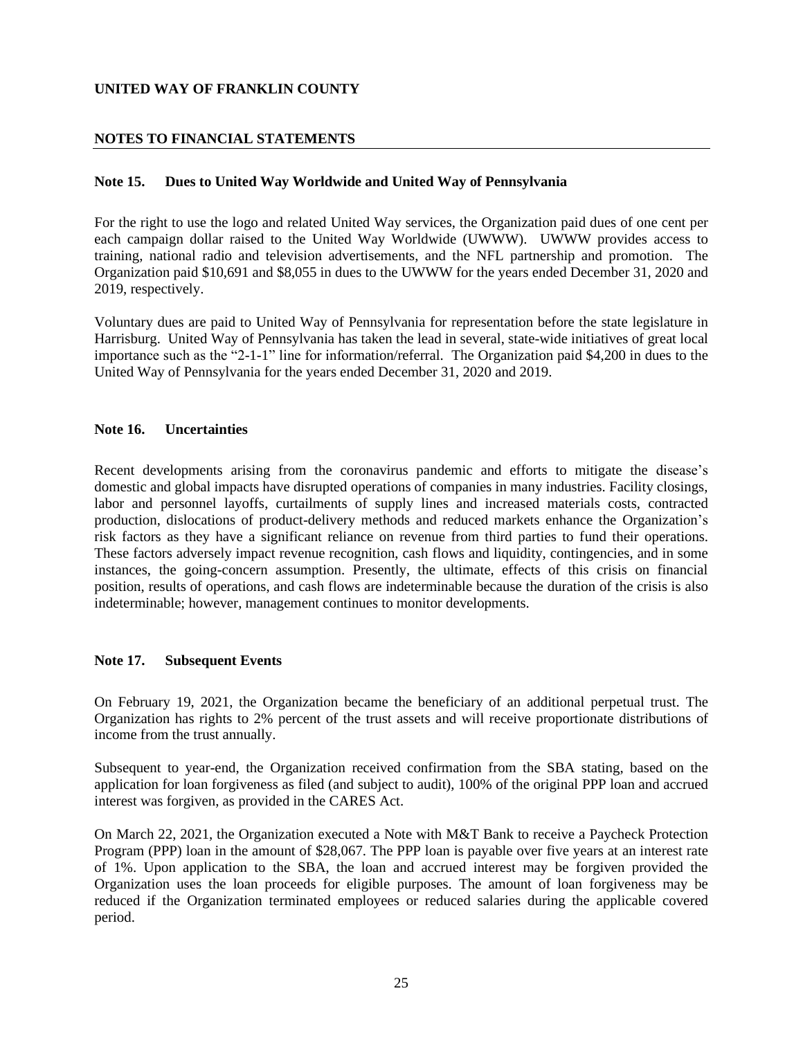# UNITED WAY OF FRANKLIN COUNTY

## NOTES TO FINANCIAL STATEMENTS

### Note 15. Dues to United Way Worldwide and United Way of Pennsylvania

For the right to use the logo and related United Way services, the Organization paid dues of one cent per each campaign dollar raised to the United Way Worldwide (UWWW). UWWW provides access to training, national radio and television advertisements, and the NFL partnership and promotion. The Organization paid $10,691 and $8,055 in dues to the UWWW for the years ended December 31, 2020 and 2019, respectively.

Voluntary dues are paid to United Way of Pennsylvania for representation before the state legislature in Harrisburg. United Way of Pennsylvania has taken the lead in several, state-wide initiatives of great local importance such as the "2-1-1" line for information/referral. The Organization paid $4,200 in dues to the United Way of Pennsylvania for the years ended December 31, 2020 and 2019.

### Note 16. Uncertainties

Recent developments arising from the coronavirus pandemic and efforts to mitigate the disease's domestic and global impacts have disrupted operations of companies in many industries. Facility closings, labor and personnel layoffs, curtailments of supply lines and increased materials costs, contracted production, dislocations of product-delivery methods and reduced markets enhance the Organization's risk factors as they have a significant reliance on revenue from third parties to fund their operations. These factors adversely impact revenue recognition, cash flows and liquidity, contingencies, and in some instances, the going-concern assumption. Presently, the ultimate, effects of this crisis on financial position, results of operations, and cash flows are indeterminable because the duration of the crisis is also indeterminable; however, management continues to monitor developments.

### Note 17. Subsequent Events

On February 19, 2021, the Organization became the beneficiary of an additional perpetual trust. The Organization has rights to 2% percent of the trust assets and will receive proportionate distributions of income from the trust annually.

Subsequent to year-end, the Organization received confirmation from the SBA stating, based on the application for loan forgiveness as filed (and subject to audit), 100% of the original PPP loan and accrued interest was forgiven, as provided in the CARES Act.

On March 22, 2021, the Organization executed a Note with M&T Bank to receive a Paycheck Protection Program (PPP) loan in the amount of $28,067. The PPP loan is payable over five years at an interest rate of 1%. Upon application to the SBA, the loan and accrued interest may be forgiven provided the Organization uses the loan proceeds for eligible purposes. The amount of loan forgiveness may be reduced if the Organization terminated employees or reduced salaries during the applicable covered period.